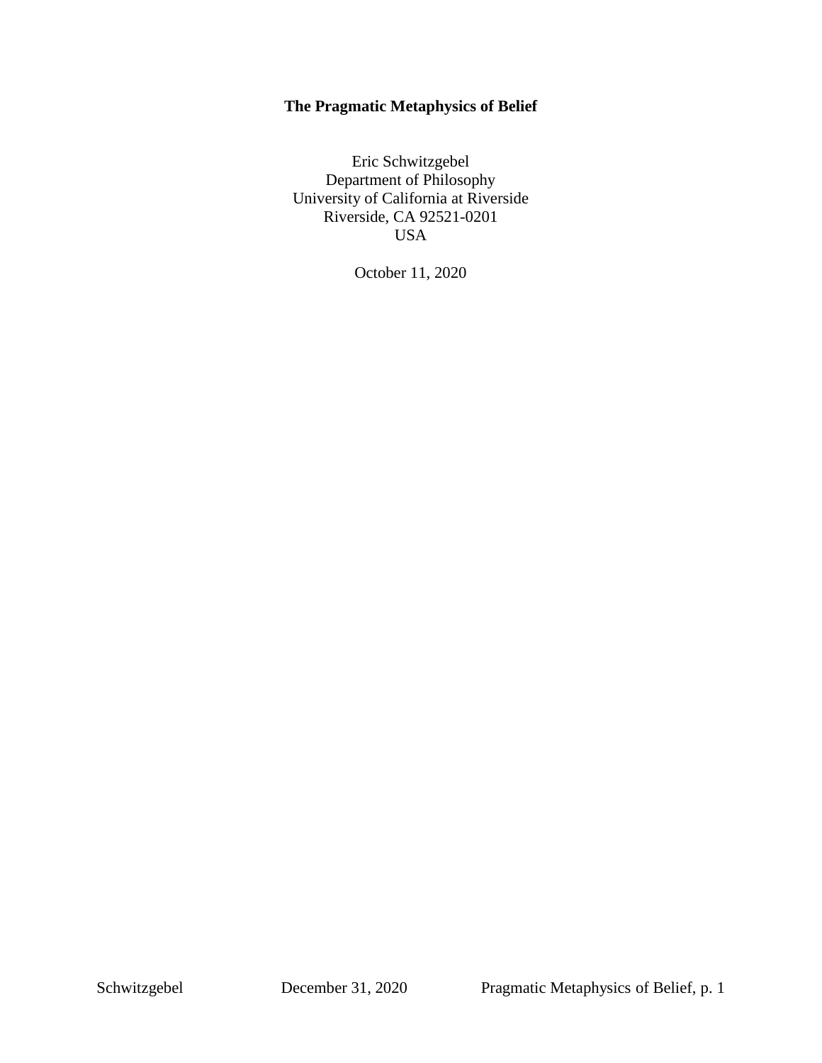# The Pragmatic Metaphysics of Belief

Eric Schwitzgebel
Department of Philosophy
University of California at Riverside
Riverside, CA 92521-0201
USA

October 11, 2020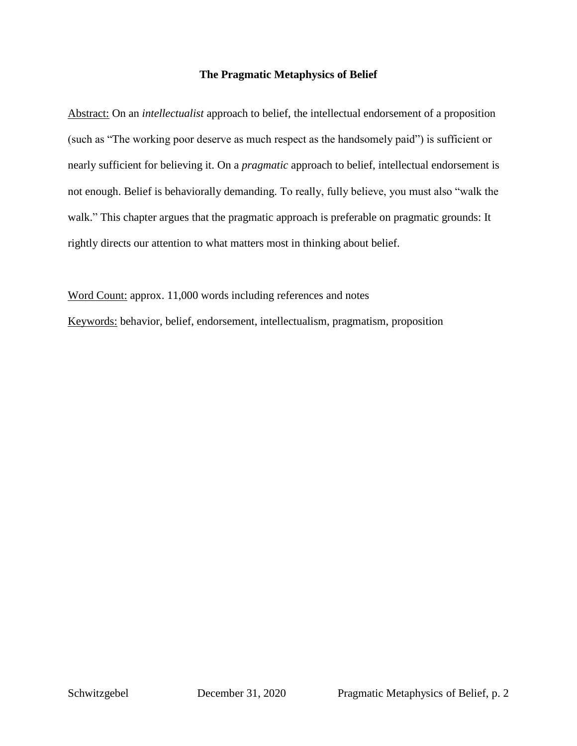**The Pragmatic Metaphysics of Belief**

Abstract: On an *intellectualist* approach to belief, the intellectual endorsement of a proposition (such as "The working poor deserve as much respect as the handsomely paid") is sufficient or nearly sufficient for believing it. On a *pragmatic* approach to belief, intellectual endorsement is not enough. Belief is behaviorally demanding. To really, fully believe, you must also "walk the walk." This chapter argues that the pragmatic approach is preferable on pragmatic grounds: It rightly directs our attention to what matters most in thinking about belief.

Word Count: approx. 11,000 words including references and notes

Keywords: behavior, belief, endorsement, intellectualism, pragmatism, proposition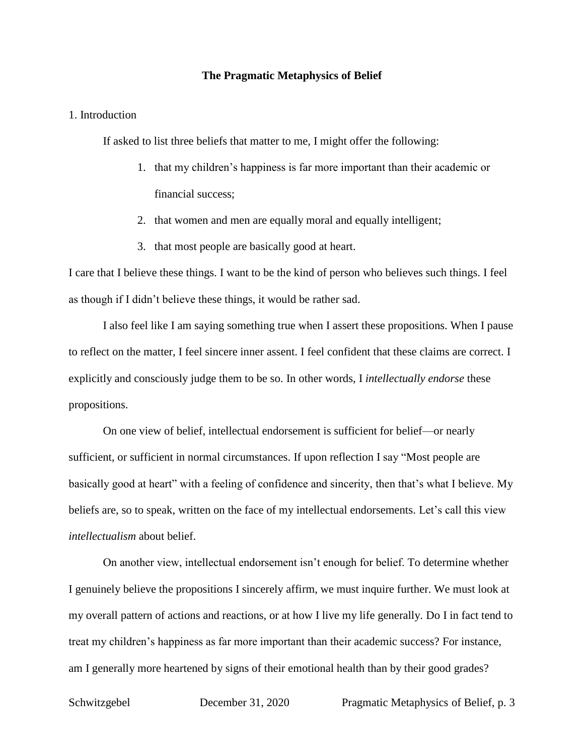# The Pragmatic Metaphysics of Belief

## 1. Introduction

If asked to list three beliefs that matter to me, I might offer the following:

1. that my children's happiness is far more important than their academic or financial success;
2. that women and men are equally moral and equally intelligent;
3. that most people are basically good at heart.

I care that I believe these things. I want to be the kind of person who believes such things. I feel as though if I didn't believe these things, it would be rather sad.

I also feel like I am saying something true when I assert these propositions. When I pause to reflect on the matter, I feel sincere inner assent. I feel confident that these claims are correct. I explicitly and consciously judge them to be so. In other words, I *intellectually endorse* these propositions.

On one view of belief, intellectual endorsement is sufficient for belief—or nearly sufficient, or sufficient in normal circumstances. If upon reflection I say "Most people are basically good at heart" with a feeling of confidence and sincerity, then that's what I believe. My beliefs are, so to speak, written on the face of my intellectual endorsements. Let's call this view *intellectualism* about belief.

On another view, intellectual endorsement isn't enough for belief. To determine whether I genuinely believe the propositions I sincerely affirm, we must inquire further. We must look at my overall pattern of actions and reactions, or at how I live my life generally. Do I in fact tend to treat my children's happiness as far more important than their academic success? For instance, am I generally more heartened by signs of their emotional health than by their good grades?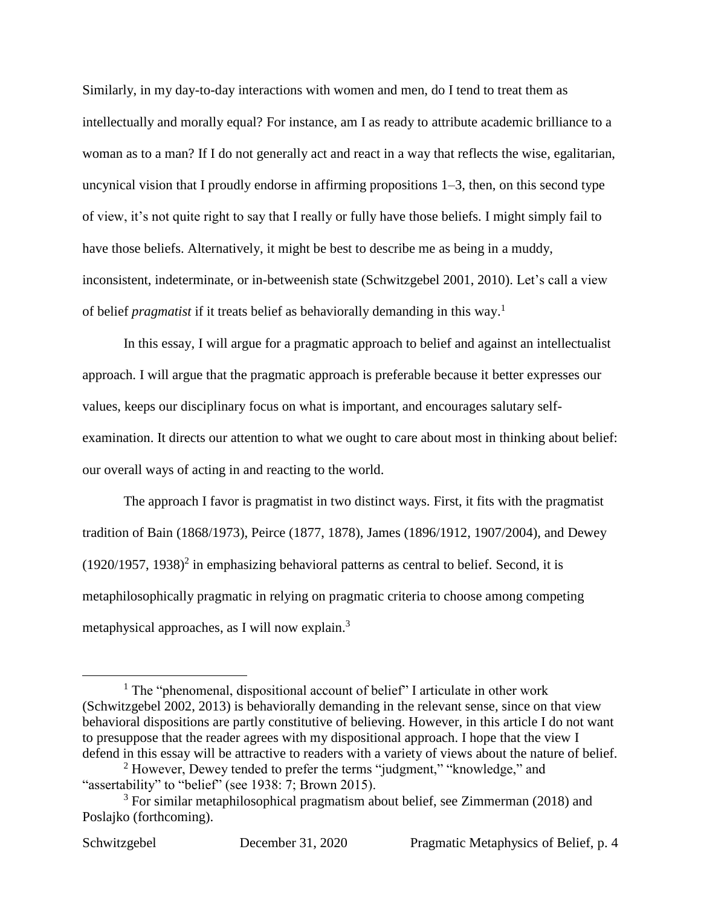Similarly, in my day-to-day interactions with women and men, do I tend to treat them as intellectually and morally equal? For instance, am I as ready to attribute academic brilliance to a woman as to a man? If I do not generally act and react in a way that reflects the wise, egalitarian, uncynical vision that I proudly endorse in affirming propositions 1–3, then, on this second type of view, it's not quite right to say that I really or fully have those beliefs. I might simply fail to have those beliefs. Alternatively, it might be best to describe me as being in a muddy, inconsistent, indeterminate, or in-betweenish state (Schwitzgebel 2001, 2010). Let's call a view of belief *pragmatist* if it treats belief as behaviorally demanding in this way.[1]

In this essay, I will argue for a pragmatic approach to belief and against an intellectualist approach. I will argue that the pragmatic approach is preferable because it better expresses our values, keeps our disciplinary focus on what is important, and encourages salutary self-examination. It directs our attention to what we ought to care about most in thinking about belief: our overall ways of acting in and reacting to the world.

The approach I favor is pragmatist in two distinct ways. First, it fits with the pragmatist tradition of Bain (1868/1973), Peirce (1877, 1878), James (1896/1912, 1907/2004), and Dewey (1920/1957, 1938)[2] in emphasizing behavioral patterns as central to belief. Second, it is metaphilosophically pragmatic in relying on pragmatic criteria to choose among competing metaphysical approaches, as I will now explain.[3]

---

[1] The "phenomenal, dispositional account of belief" I articulate in other work (Schwitzgebel 2002, 2013) is behaviorally demanding in the relevant sense, since on that view behavioral dispositions are partly constitutive of believing. However, in this article I do not want to presuppose that the reader agrees with my dispositional approach. I hope that the view I defend in this essay will be attractive to readers with a variety of views about the nature of belief.

[2] However, Dewey tended to prefer the terms "judgment," "knowledge," and "assertability" to "belief" (see 1938: 7; Brown 2015).

[3] For similar metaphilosophical pragmatism about belief, see Zimmerman (2018) and Poslajko (forthcoming).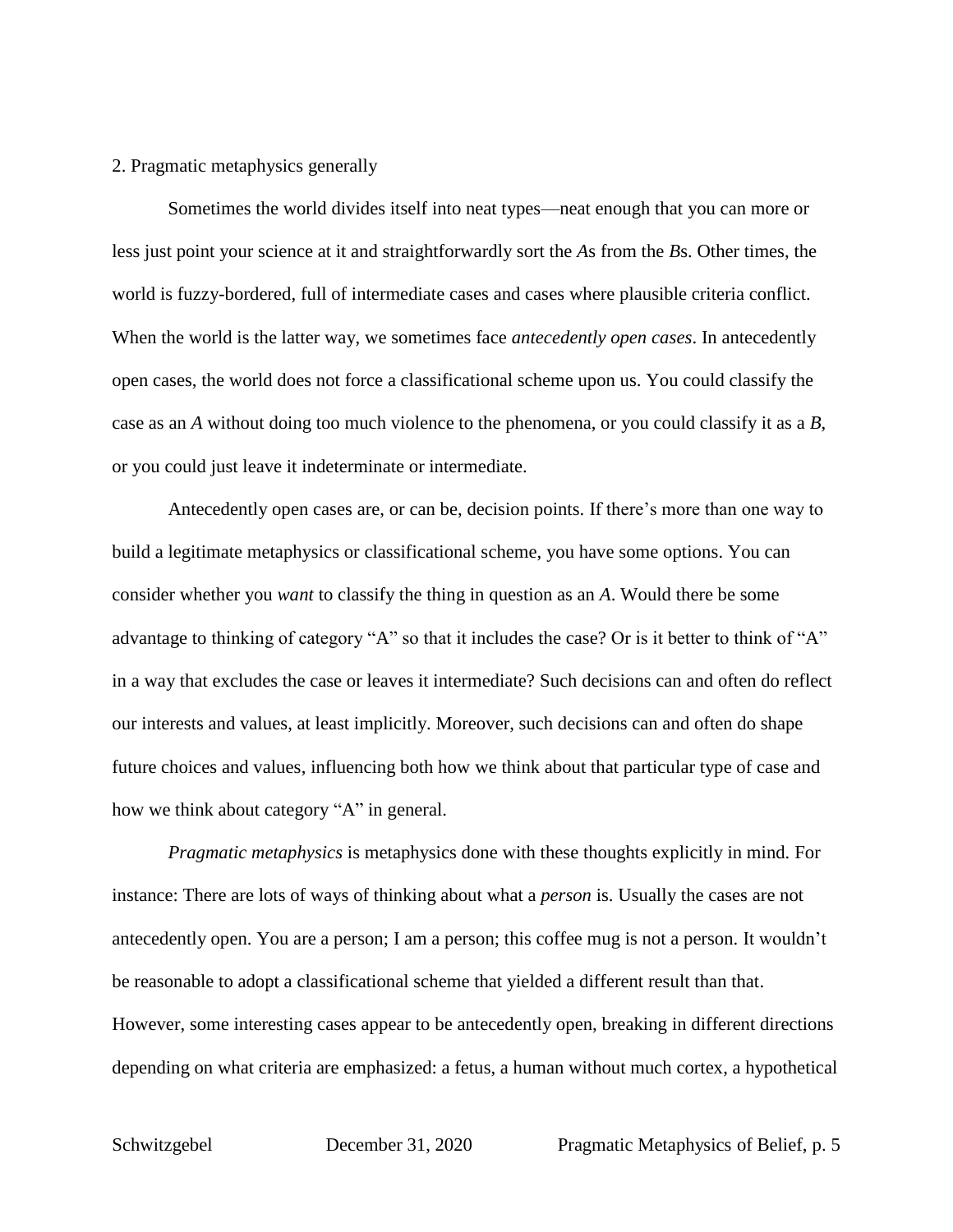## 2. Pragmatic metaphysics generally

Sometimes the world divides itself into neat types—neat enough that you can more or less just point your science at it and straightforwardly sort the *A*s from the *B*s. Other times, the world is fuzzy-bordered, full of intermediate cases and cases where plausible criteria conflict. When the world is the latter way, we sometimes face *antecedently open cases*. In antecedently open cases, the world does not force a classificational scheme upon us. You could classify the case as an *A* without doing too much violence to the phenomena, or you could classify it as a *B*, or you could just leave it indeterminate or intermediate.

Antecedently open cases are, or can be, decision points. If there's more than one way to build a legitimate metaphysics or classificational scheme, you have some options. You can consider whether you *want* to classify the thing in question as an *A*. Would there be some advantage to thinking of category "A" so that it includes the case? Or is it better to think of "A" in a way that excludes the case or leaves it intermediate? Such decisions can and often do reflect our interests and values, at least implicitly. Moreover, such decisions can and often do shape future choices and values, influencing both how we think about that particular type of case and how we think about category "A" in general.

*Pragmatic metaphysics* is metaphysics done with these thoughts explicitly in mind. For instance: There are lots of ways of thinking about what a *person* is. Usually the cases are not antecedently open. You are a person; I am a person; this coffee mug is not a person. It wouldn't be reasonable to adopt a classificational scheme that yielded a different result than that. However, some interesting cases appear to be antecedently open, breaking in different directions depending on what criteria are emphasized: a fetus, a human without much cortex, a hypothetical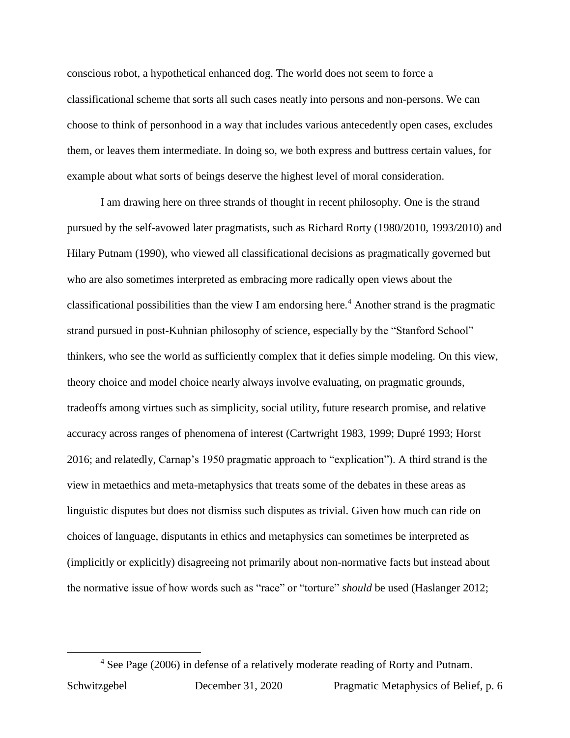conscious robot, a hypothetical enhanced dog. The world does not seem to force a classificational scheme that sorts all such cases neatly into persons and non-persons. We can choose to think of personhood in a way that includes various antecedently open cases, excludes them, or leaves them intermediate. In doing so, we both express and buttress certain values, for example about what sorts of beings deserve the highest level of moral consideration.

I am drawing here on three strands of thought in recent philosophy. One is the strand pursued by the self-avowed later pragmatists, such as Richard Rorty (1980/2010, 1993/2010) and Hilary Putnam (1990), who viewed all classificational decisions as pragmatically governed but who are also sometimes interpreted as embracing more radically open views about the classificational possibilities than the view I am endorsing here.[4] Another strand is the pragmatic strand pursued in post-Kuhnian philosophy of science, especially by the "Stanford School" thinkers, who see the world as sufficiently complex that it defies simple modeling. On this view, theory choice and model choice nearly always involve evaluating, on pragmatic grounds, tradeoffs among virtues such as simplicity, social utility, future research promise, and relative accuracy across ranges of phenomena of interest (Cartwright 1983, 1999; Dupré 1993; Horst 2016; and relatedly, Carnap's 1950 pragmatic approach to "explication"). A third strand is the view in metaethics and meta-metaphysics that treats some of the debates in these areas as linguistic disputes but does not dismiss such disputes as trivial. Given how much can ride on choices of language, disputants in ethics and metaphysics can sometimes be interpreted as (implicitly or explicitly) disagreeing not primarily about non-normative facts but instead about the normative issue of how words such as "race" or "torture" *should* be used (Haslanger 2012;

[4] See Page (2006) in defense of a relatively moderate reading of Rorty and Putnam.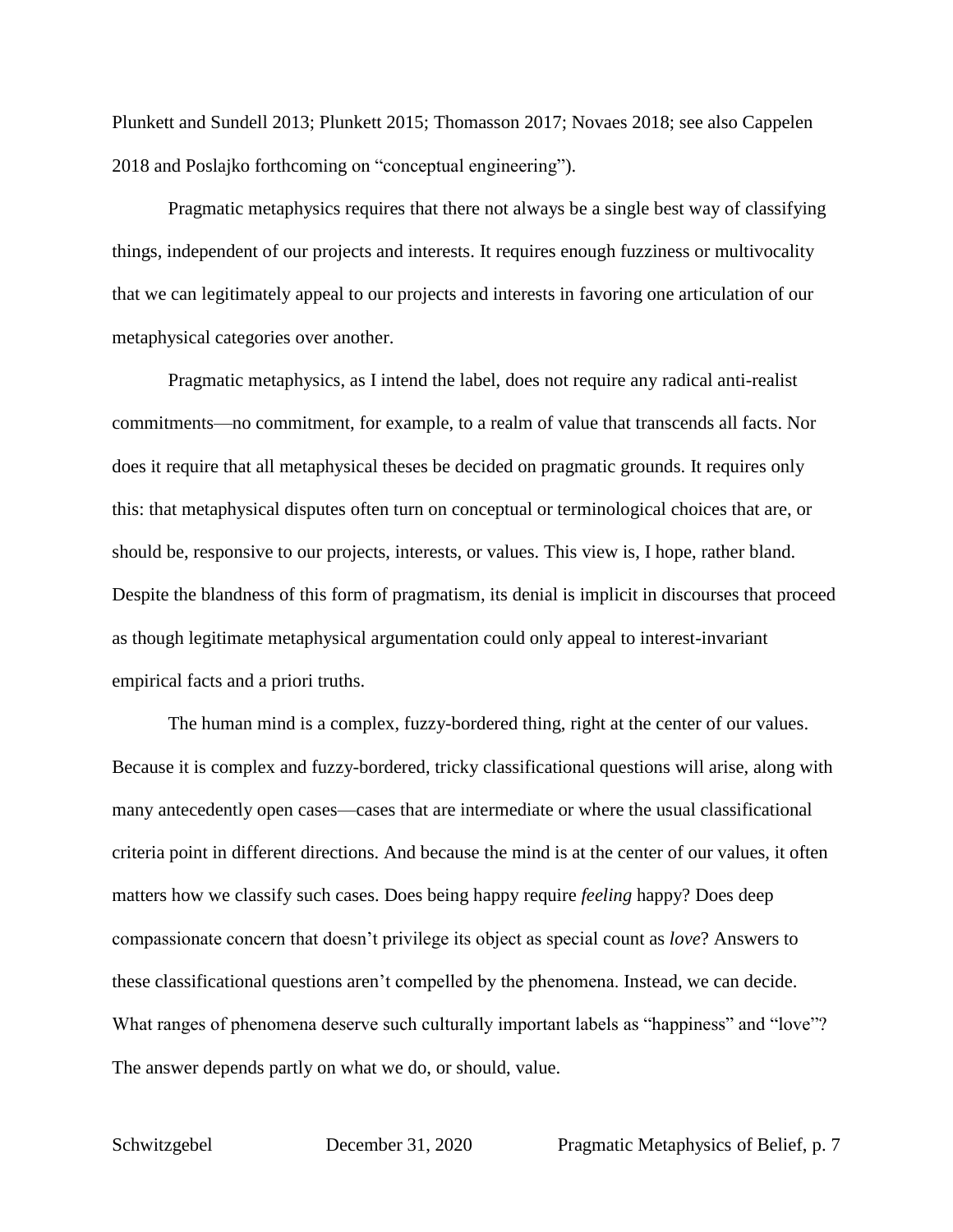Plunkett and Sundell 2013; Plunkett 2015; Thomasson 2017; Novaes 2018; see also Cappelen 2018 and Poslajko forthcoming on "conceptual engineering").

Pragmatic metaphysics requires that there not always be a single best way of classifying things, independent of our projects and interests. It requires enough fuzziness or multivocality that we can legitimately appeal to our projects and interests in favoring one articulation of our metaphysical categories over another.

Pragmatic metaphysics, as I intend the label, does not require any radical anti-realist commitments—no commitment, for example, to a realm of value that transcends all facts. Nor does it require that all metaphysical theses be decided on pragmatic grounds. It requires only this: that metaphysical disputes often turn on conceptual or terminological choices that are, or should be, responsive to our projects, interests, or values. This view is, I hope, rather bland. Despite the blandness of this form of pragmatism, its denial is implicit in discourses that proceed as though legitimate metaphysical argumentation could only appeal to interest-invariant empirical facts and a priori truths.

The human mind is a complex, fuzzy-bordered thing, right at the center of our values. Because it is complex and fuzzy-bordered, tricky classificational questions will arise, along with many antecedently open cases—cases that are intermediate or where the usual classificational criteria point in different directions. And because the mind is at the center of our values, it often matters how we classify such cases. Does being happy require *feeling* happy? Does deep compassionate concern that doesn't privilege its object as special count as *love*? Answers to these classificational questions aren't compelled by the phenomena. Instead, we can decide. What ranges of phenomena deserve such culturally important labels as "happiness" and "love"? The answer depends partly on what we do, or should, value.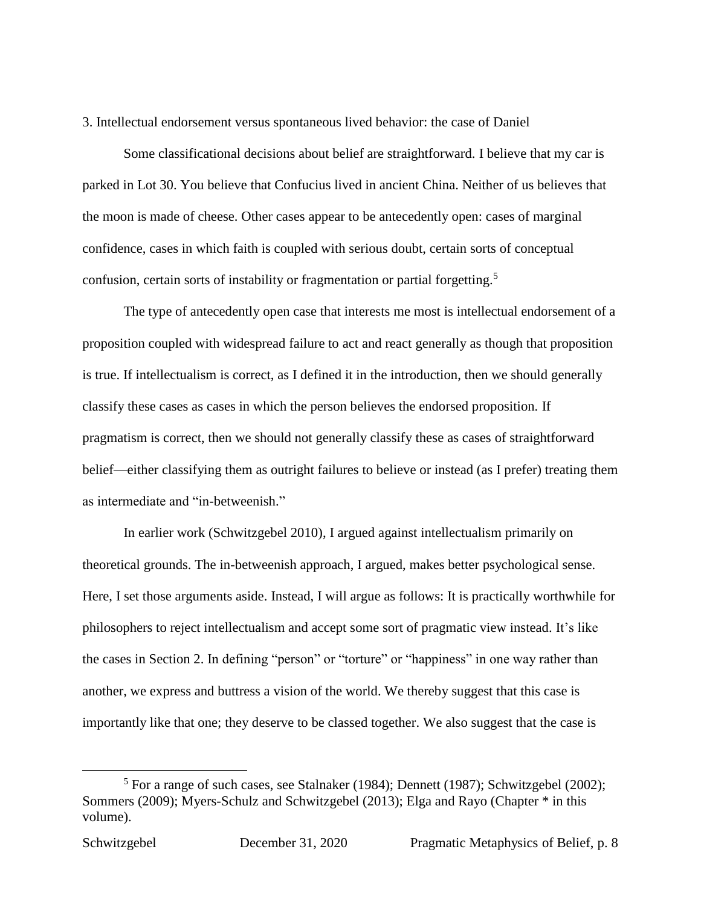## 3. Intellectual endorsement versus spontaneous lived behavior: the case of Daniel

Some classificational decisions about belief are straightforward. I believe that my car is parked in Lot 30. You believe that Confucius lived in ancient China. Neither of us believes that the moon is made of cheese. Other cases appear to be antecedently open: cases of marginal confidence, cases in which faith is coupled with serious doubt, certain sorts of conceptual confusion, certain sorts of instability or fragmentation or partial forgetting.[5]

The type of antecedently open case that interests me most is intellectual endorsement of a proposition coupled with widespread failure to act and react generally as though that proposition is true. If intellectualism is correct, as I defined it in the introduction, then we should generally classify these cases as cases in which the person believes the endorsed proposition. If pragmatism is correct, then we should not generally classify these as cases of straightforward belief—either classifying them as outright failures to believe or instead (as I prefer) treating them as intermediate and "in-betweenish."

In earlier work (Schwitzgebel 2010), I argued against intellectualism primarily on theoretical grounds. The in-betweenish approach, I argued, makes better psychological sense. Here, I set those arguments aside. Instead, I will argue as follows: It is practically worthwhile for philosophers to reject intellectualism and accept some sort of pragmatic view instead. It's like the cases in Section 2. In defining "person" or "torture" or "happiness" in one way rather than another, we express and buttress a vision of the world. We thereby suggest that this case is importantly like that one; they deserve to be classed together. We also suggest that the case is

---

[5] For a range of such cases, see Stalnaker (1984); Dennett (1987); Schwitzgebel (2002); Sommers (2009); Myers-Schulz and Schwitzgebel (2013); Elga and Rayo (Chapter * in this volume).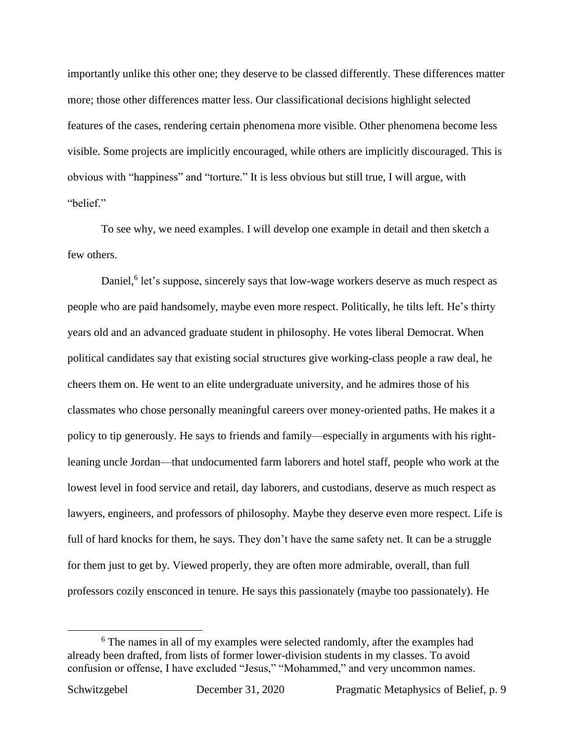importantly unlike this other one; they deserve to be classed differently. These differences matter more; those other differences matter less. Our classificational decisions highlight selected features of the cases, rendering certain phenomena more visible. Other phenomena become less visible. Some projects are implicitly encouraged, while others are implicitly discouraged. This is obvious with "happiness" and "torture." It is less obvious but still true, I will argue, with "belief."

To see why, we need examples. I will develop one example in detail and then sketch a few others.

Daniel,[6] let's suppose, sincerely says that low-wage workers deserve as much respect as people who are paid handsomely, maybe even more respect. Politically, he tilts left. He's thirty years old and an advanced graduate student in philosophy. He votes liberal Democrat. When political candidates say that existing social structures give working-class people a raw deal, he cheers them on. He went to an elite undergraduate university, and he admires those of his classmates who chose personally meaningful careers over money-oriented paths. He makes it a policy to tip generously. He says to friends and family—especially in arguments with his right-leaning uncle Jordan—that undocumented farm laborers and hotel staff, people who work at the lowest level in food service and retail, day laborers, and custodians, deserve as much respect as lawyers, engineers, and professors of philosophy. Maybe they deserve even more respect. Life is full of hard knocks for them, he says. They don't have the same safety net. It can be a struggle for them just to get by. Viewed properly, they are often more admirable, overall, than full professors cozily ensconced in tenure. He says this passionately (maybe too passionately). He

[6] The names in all of my examples were selected randomly, after the examples had already been drafted, from lists of former lower-division students in my classes. To avoid confusion or offense, I have excluded "Jesus," "Mohammed," and very uncommon names.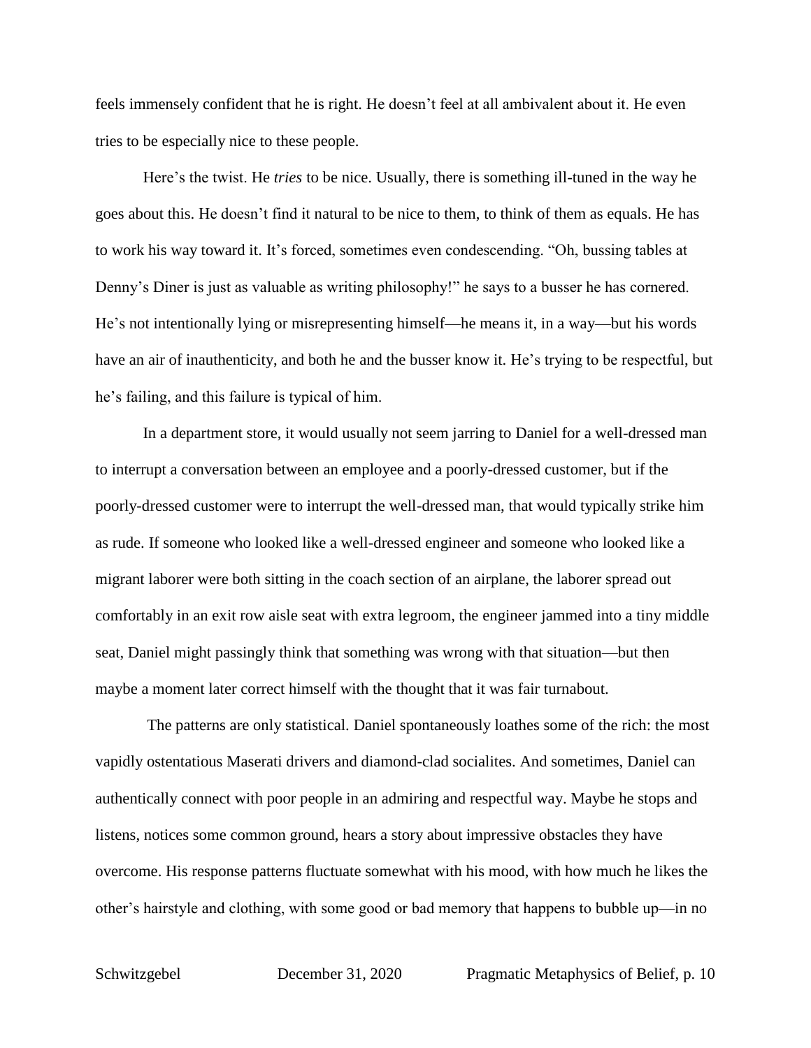feels immensely confident that he is right. He doesn't feel at all ambivalent about it. He even tries to be especially nice to these people.

Here's the twist. He *tries* to be nice. Usually, there is something ill-tuned in the way he goes about this. He doesn't find it natural to be nice to them, to think of them as equals. He has to work his way toward it. It's forced, sometimes even condescending. "Oh, bussing tables at Denny's Diner is just as valuable as writing philosophy!" he says to a busser he has cornered. He's not intentionally lying or misrepresenting himself—he means it, in a way—but his words have an air of inauthenticity, and both he and the busser know it. He's trying to be respectful, but he's failing, and this failure is typical of him.

In a department store, it would usually not seem jarring to Daniel for a well-dressed man to interrupt a conversation between an employee and a poorly-dressed customer, but if the poorly-dressed customer were to interrupt the well-dressed man, that would typically strike him as rude. If someone who looked like a well-dressed engineer and someone who looked like a migrant laborer were both sitting in the coach section of an airplane, the laborer spread out comfortably in an exit row aisle seat with extra legroom, the engineer jammed into a tiny middle seat, Daniel might passingly think that something was wrong with that situation—but then maybe a moment later correct himself with the thought that it was fair turnabout.

The patterns are only statistical. Daniel spontaneously loathes some of the rich: the most vapidly ostentatious Maserati drivers and diamond-clad socialites. And sometimes, Daniel can authentically connect with poor people in an admiring and respectful way. Maybe he stops and listens, notices some common ground, hears a story about impressive obstacles they have overcome. His response patterns fluctuate somewhat with his mood, with how much he likes the other's hairstyle and clothing, with some good or bad memory that happens to bubble up—in no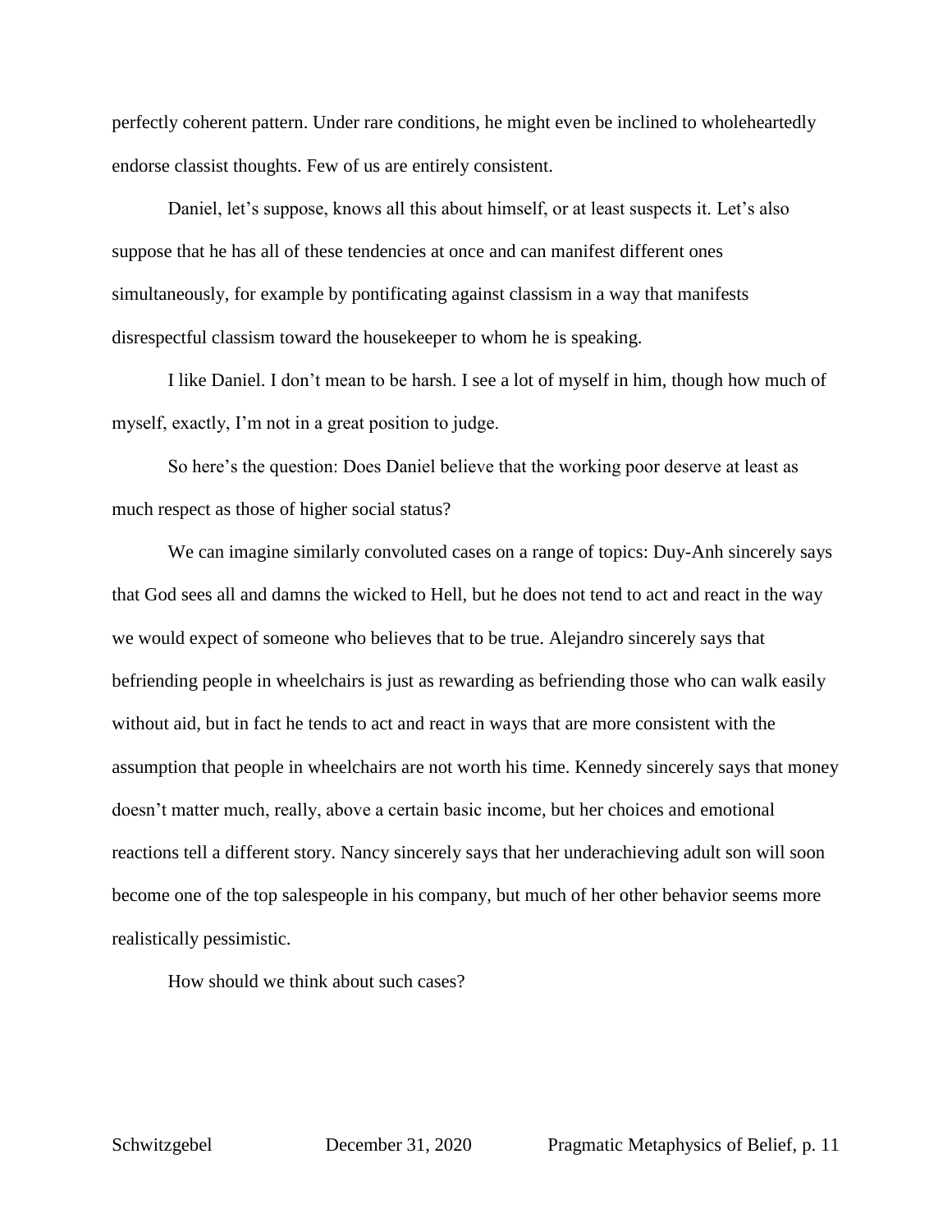perfectly coherent pattern. Under rare conditions, he might even be inclined to wholeheartedly endorse classist thoughts. Few of us are entirely consistent.

Daniel, let's suppose, knows all this about himself, or at least suspects it. Let's also suppose that he has all of these tendencies at once and can manifest different ones simultaneously, for example by pontificating against classism in a way that manifests disrespectful classism toward the housekeeper to whom he is speaking.

I like Daniel. I don't mean to be harsh. I see a lot of myself in him, though how much of myself, exactly, I'm not in a great position to judge.

So here's the question: Does Daniel believe that the working poor deserve at least as much respect as those of higher social status?

We can imagine similarly convoluted cases on a range of topics: Duy-Anh sincerely says that God sees all and damns the wicked to Hell, but he does not tend to act and react in the way we would expect of someone who believes that to be true. Alejandro sincerely says that befriending people in wheelchairs is just as rewarding as befriending those who can walk easily without aid, but in fact he tends to act and react in ways that are more consistent with the assumption that people in wheelchairs are not worth his time. Kennedy sincerely says that money doesn't matter much, really, above a certain basic income, but her choices and emotional reactions tell a different story. Nancy sincerely says that her underachieving adult son will soon become one of the top salespeople in his company, but much of her other behavior seems more realistically pessimistic.

How should we think about such cases?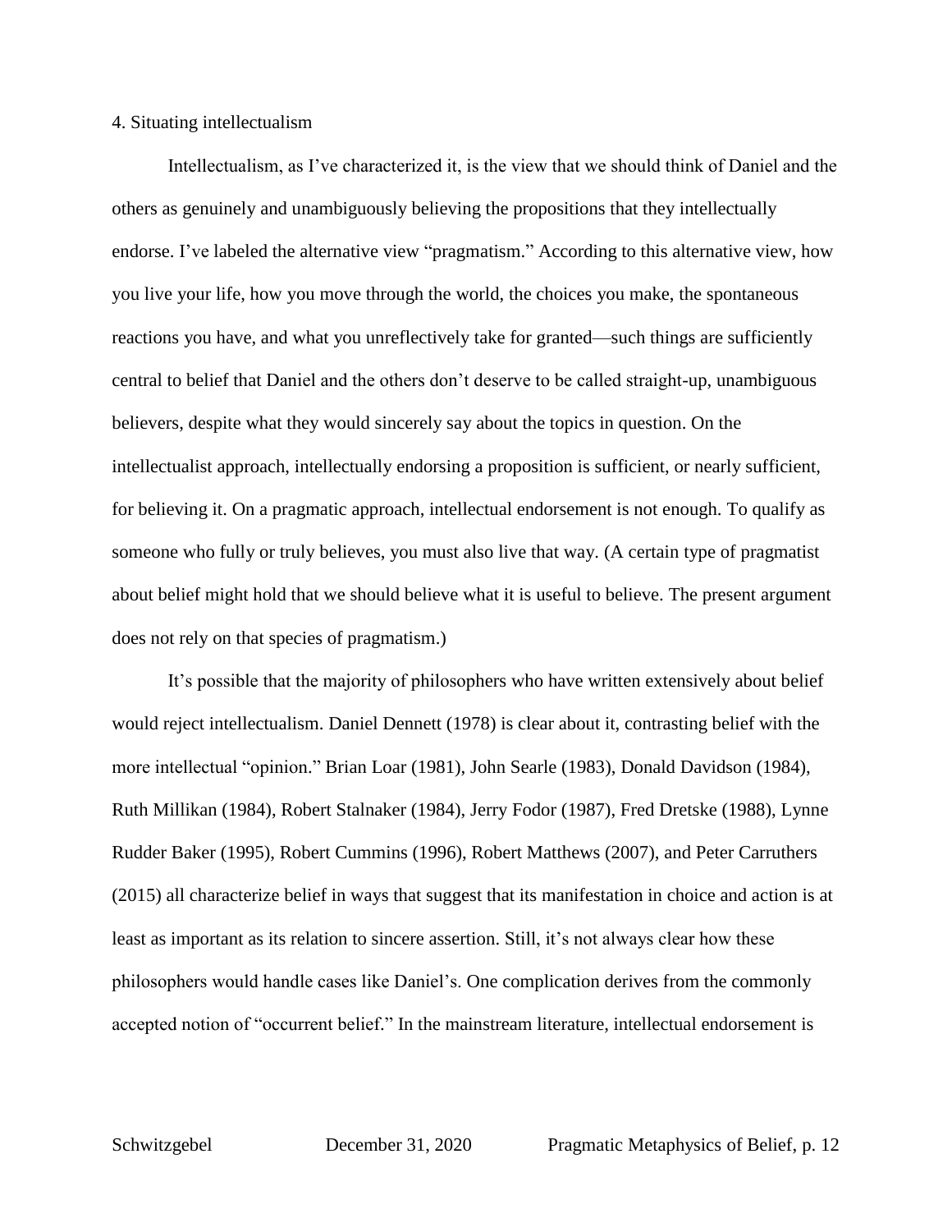## 4. Situating intellectualism

Intellectualism, as I've characterized it, is the view that we should think of Daniel and the others as genuinely and unambiguously believing the propositions that they intellectually endorse. I've labeled the alternative view "pragmatism." According to this alternative view, how you live your life, how you move through the world, the choices you make, the spontaneous reactions you have, and what you unreflectively take for granted—such things are sufficiently central to belief that Daniel and the others don't deserve to be called straight-up, unambiguous believers, despite what they would sincerely say about the topics in question. On the intellectualist approach, intellectually endorsing a proposition is sufficient, or nearly sufficient, for believing it. On a pragmatic approach, intellectual endorsement is not enough. To qualify as someone who fully or truly believes, you must also live that way. (A certain type of pragmatist about belief might hold that we should believe what it is useful to believe. The present argument does not rely on that species of pragmatism.)

It's possible that the majority of philosophers who have written extensively about belief would reject intellectualism. Daniel Dennett (1978) is clear about it, contrasting belief with the more intellectual "opinion." Brian Loar (1981), John Searle (1983), Donald Davidson (1984), Ruth Millikan (1984), Robert Stalnaker (1984), Jerry Fodor (1987), Fred Dretske (1988), Lynne Rudder Baker (1995), Robert Cummins (1996), Robert Matthews (2007), and Peter Carruthers (2015) all characterize belief in ways that suggest that its manifestation in choice and action is at least as important as its relation to sincere assertion. Still, it's not always clear how these philosophers would handle cases like Daniel's. One complication derives from the commonly accepted notion of "occurrent belief." In the mainstream literature, intellectual endorsement is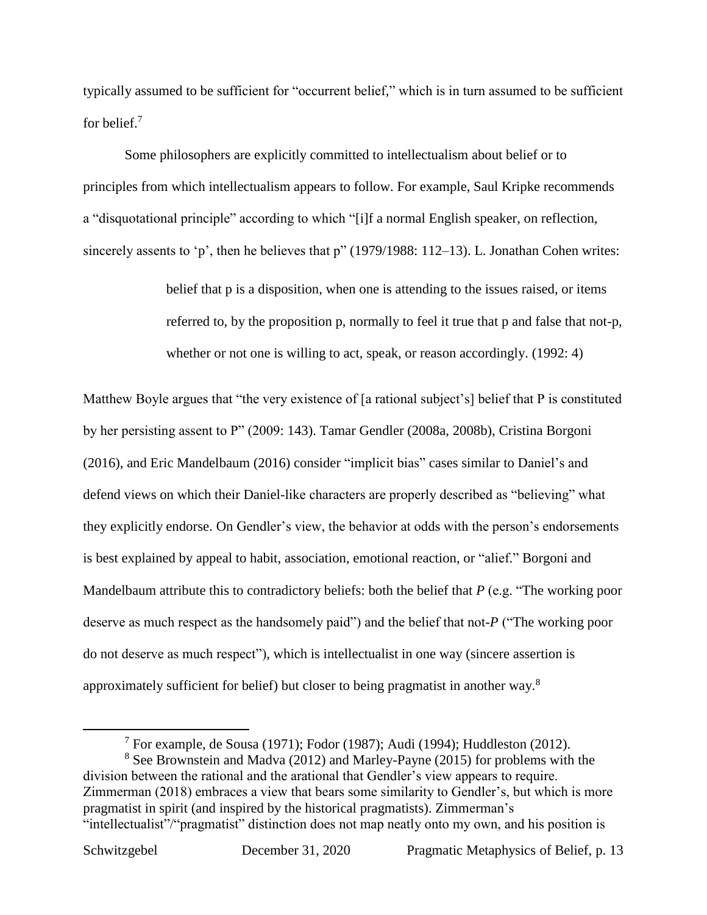typically assumed to be sufficient for "occurrent belief," which is in turn assumed to be sufficient for belief.[7]

Some philosophers are explicitly committed to intellectualism about belief or to principles from which intellectualism appears to follow. For example, Saul Kripke recommends a "disquotational principle" according to which "[i]f a normal English speaker, on reflection, sincerely assents to 'p', then he believes that p" (1979/1988: 112–13). L. Jonathan Cohen writes:

> belief that p is a disposition, when one is attending to the issues raised, or items referred to, by the proposition p, normally to feel it true that p and false that not-p, whether or not one is willing to act, speak, or reason accordingly. (1992: 4)

Matthew Boyle argues that "the very existence of [a rational subject's] belief that P is constituted by her persisting assent to P" (2009: 143). Tamar Gendler (2008a, 2008b), Cristina Borgoni (2016), and Eric Mandelbaum (2016) consider "implicit bias" cases similar to Daniel's and defend views on which their Daniel-like characters are properly described as "believing" what they explicitly endorse. On Gendler's view, the behavior at odds with the person's endorsements is best explained by appeal to habit, association, emotional reaction, or "alief." Borgoni and Mandelbaum attribute this to contradictory beliefs: both the belief that *P* (e.g. "The working poor deserve as much respect as the handsomely paid") and the belief that not-*P* ("The working poor do not deserve as much respect"), which is intellectualist in one way (sincere assertion is approximately sufficient for belief) but closer to being pragmatist in another way.[8]

---

[7] For example, de Sousa (1971); Fodor (1987); Audi (1994); Huddleston (2012).

[8] See Brownstein and Madva (2012) and Marley-Payne (2015) for problems with the division between the rational and the arational that Gendler's view appears to require. Zimmerman (2018) embraces a view that bears some similarity to Gendler's, but which is more pragmatist in spirit (and inspired by the historical pragmatists). Zimmerman's "intellectualist"/"pragmatist" distinction does not map neatly onto my own, and his position is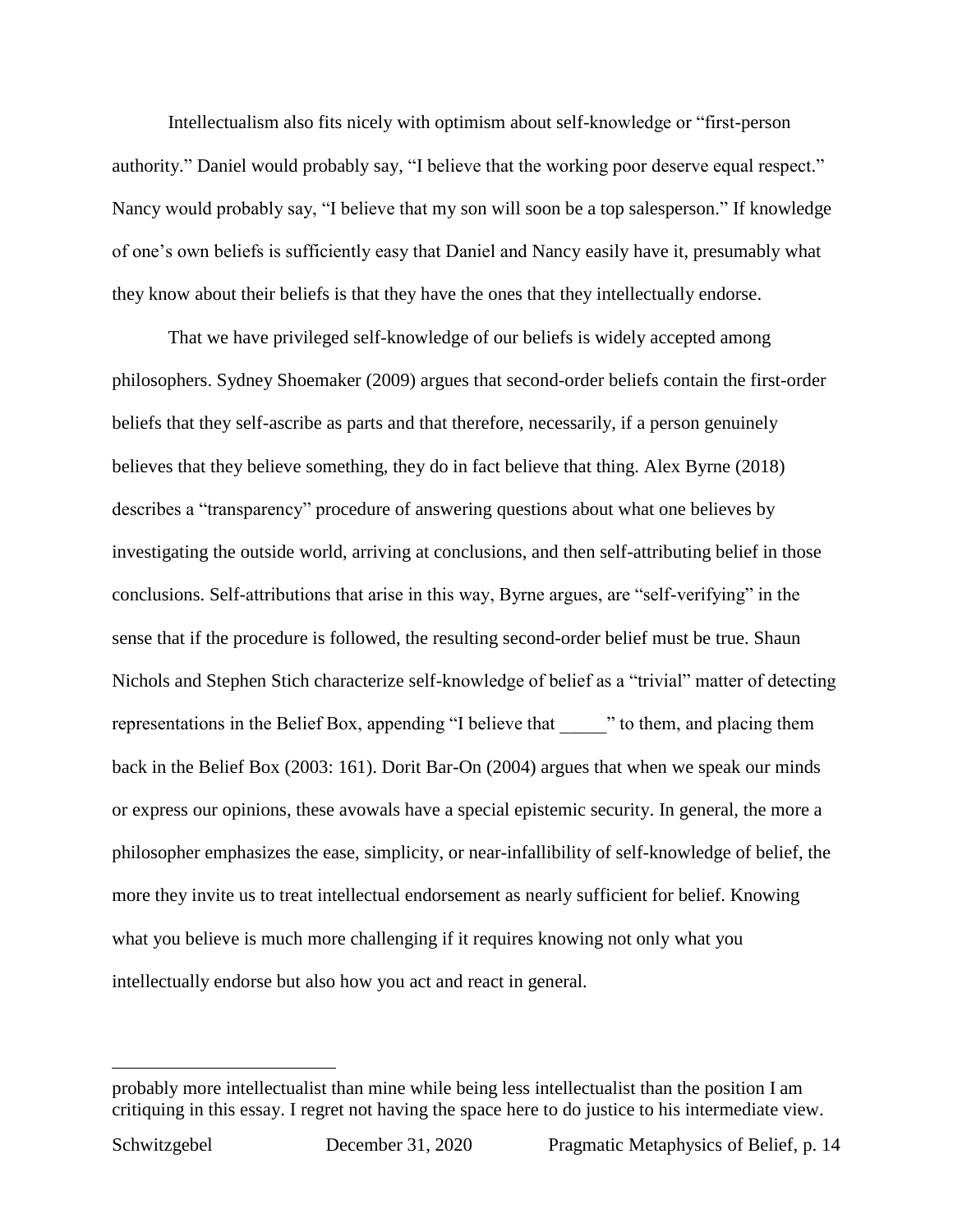Intellectualism also fits nicely with optimism about self-knowledge or "first-person authority." Daniel would probably say, "I believe that the working poor deserve equal respect." Nancy would probably say, "I believe that my son will soon be a top salesperson." If knowledge of one's own beliefs is sufficiently easy that Daniel and Nancy easily have it, presumably what they know about their beliefs is that they have the ones that they intellectually endorse.

That we have privileged self-knowledge of our beliefs is widely accepted among philosophers. Sydney Shoemaker (2009) argues that second-order beliefs contain the first-order beliefs that they self-ascribe as parts and that therefore, necessarily, if a person genuinely believes that they believe something, they do in fact believe that thing. Alex Byrne (2018) describes a "transparency" procedure of answering questions about what one believes by investigating the outside world, arriving at conclusions, and then self-attributing belief in those conclusions. Self-attributions that arise in this way, Byrne argues, are "self-verifying" in the sense that if the procedure is followed, the resulting second-order belief must be true. Shaun Nichols and Stephen Stich characterize self-knowledge of belief as a "trivial" matter of detecting representations in the Belief Box, appending "I believe that _____" to them, and placing them back in the Belief Box (2003: 161). Dorit Bar-On (2004) argues that when we speak our minds or express our opinions, these avowals have a special epistemic security. In general, the more a philosopher emphasizes the ease, simplicity, or near-infallibility of self-knowledge of belief, the more they invite us to treat intellectual endorsement as nearly sufficient for belief. Knowing what you believe is much more challenging if it requires knowing not only what you intellectually endorse but also how you act and react in general.

---

probably more intellectualist than mine while being less intellectualist than the position I am critiquing in this essay. I regret not having the space here to do justice to his intermediate view.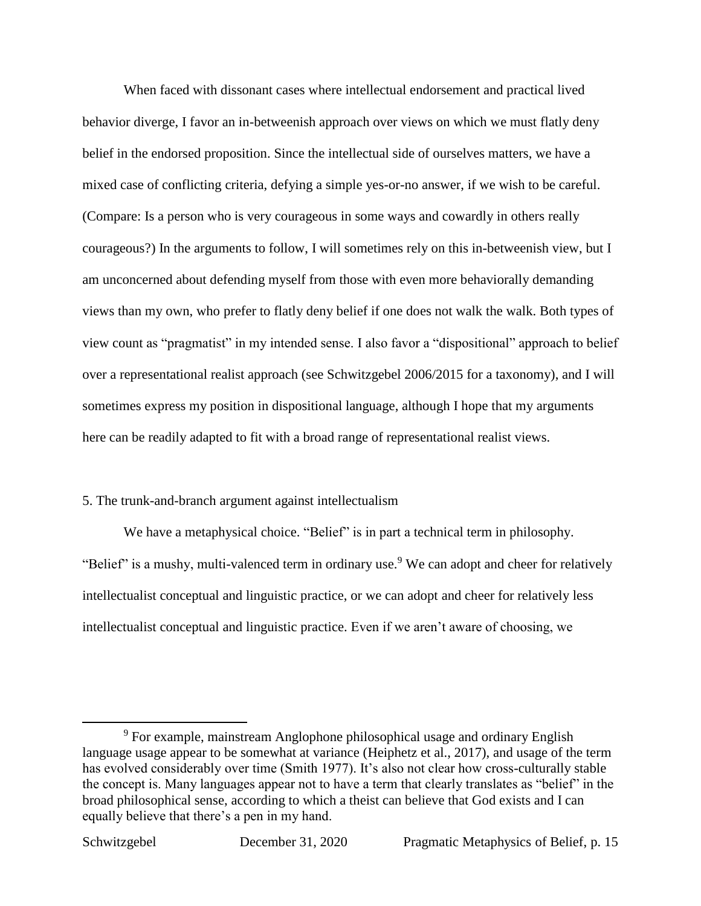When faced with dissonant cases where intellectual endorsement and practical lived behavior diverge, I favor an in-betweenish approach over views on which we must flatly deny belief in the endorsed proposition. Since the intellectual side of ourselves matters, we have a mixed case of conflicting criteria, defying a simple yes-or-no answer, if we wish to be careful. (Compare: Is a person who is very courageous in some ways and cowardly in others really courageous?) In the arguments to follow, I will sometimes rely on this in-betweenish view, but I am unconcerned about defending myself from those with even more behaviorally demanding views than my own, who prefer to flatly deny belief if one does not walk the walk. Both types of view count as "pragmatist" in my intended sense. I also favor a "dispositional" approach to belief over a representational realist approach (see Schwitzgebel 2006/2015 for a taxonomy), and I will sometimes express my position in dispositional language, although I hope that my arguments here can be readily adapted to fit with a broad range of representational realist views.

## 5. The trunk-and-branch argument against intellectualism

We have a metaphysical choice. "Belief" is in part a technical term in philosophy. "Belief" is a mushy, multi-valenced term in ordinary use.[9] We can adopt and cheer for relatively intellectualist conceptual and linguistic practice, or we can adopt and cheer for relatively less intellectualist conceptual and linguistic practice. Even if we aren't aware of choosing, we

[9] For example, mainstream Anglophone philosophical usage and ordinary English language usage appear to be somewhat at variance (Heiphetz et al., 2017), and usage of the term has evolved considerably over time (Smith 1977). It's also not clear how cross-culturally stable the concept is. Many languages appear not to have a term that clearly translates as "belief" in the broad philosophical sense, according to which a theist can believe that God exists and I can equally believe that there's a pen in my hand.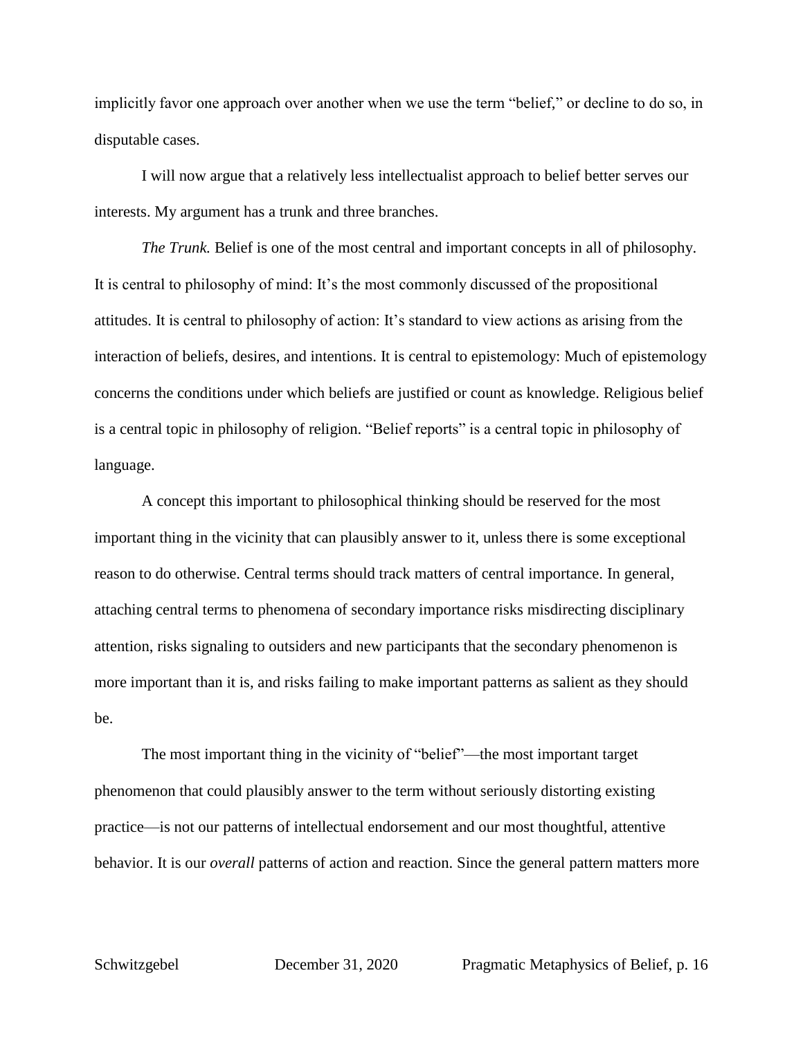implicitly favor one approach over another when we use the term "belief," or decline to do so, in disputable cases.

I will now argue that a relatively less intellectualist approach to belief better serves our interests. My argument has a trunk and three branches.

*The Trunk.* Belief is one of the most central and important concepts in all of philosophy. It is central to philosophy of mind: It's the most commonly discussed of the propositional attitudes. It is central to philosophy of action: It's standard to view actions as arising from the interaction of beliefs, desires, and intentions. It is central to epistemology: Much of epistemology concerns the conditions under which beliefs are justified or count as knowledge. Religious belief is a central topic in philosophy of religion. "Belief reports" is a central topic in philosophy of language.

A concept this important to philosophical thinking should be reserved for the most important thing in the vicinity that can plausibly answer to it, unless there is some exceptional reason to do otherwise. Central terms should track matters of central importance. In general, attaching central terms to phenomena of secondary importance risks misdirecting disciplinary attention, risks signaling to outsiders and new participants that the secondary phenomenon is more important than it is, and risks failing to make important patterns as salient as they should be.

The most important thing in the vicinity of "belief"—the most important target phenomenon that could plausibly answer to the term without seriously distorting existing practice—is not our patterns of intellectual endorsement and our most thoughtful, attentive behavior. It is our *overall* patterns of action and reaction. Since the general pattern matters more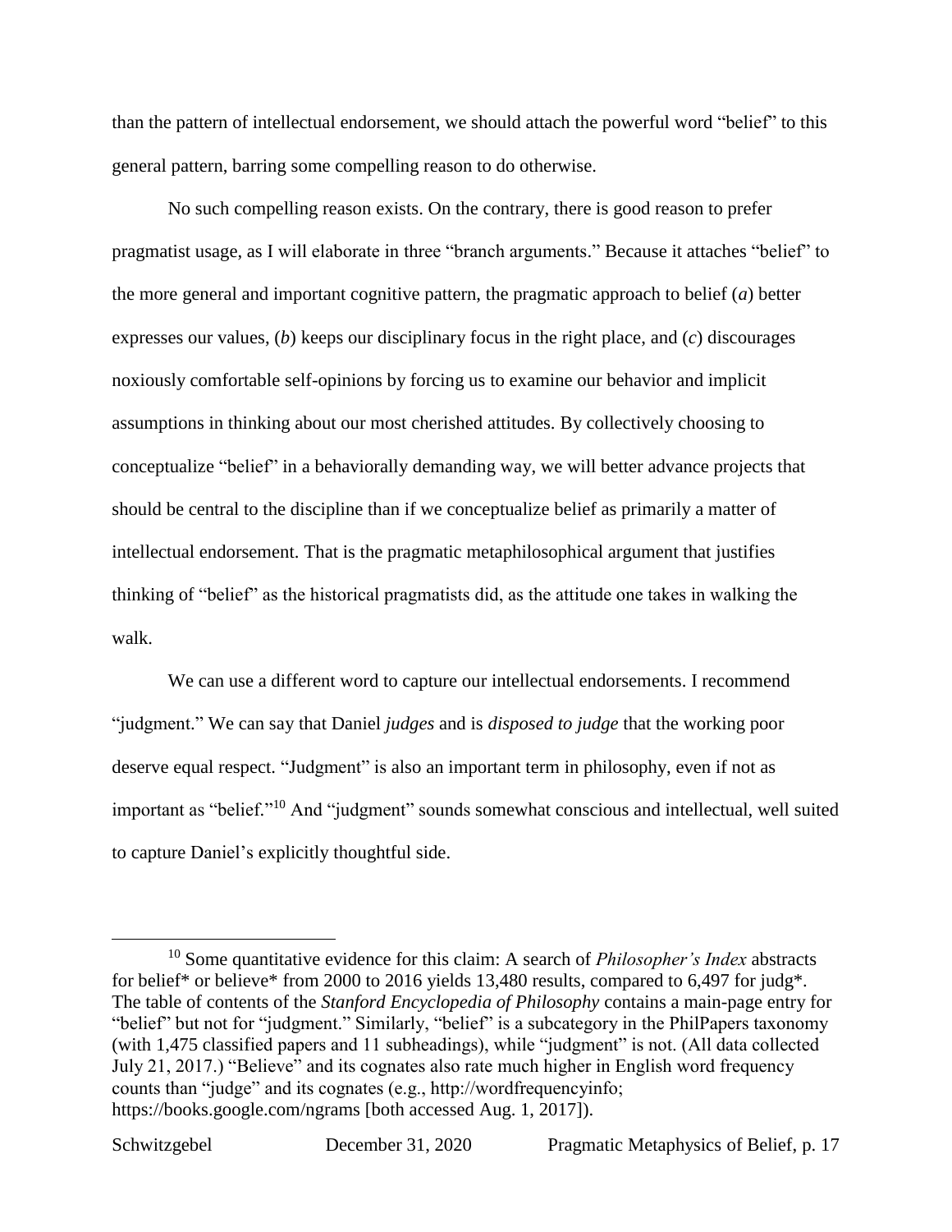than the pattern of intellectual endorsement, we should attach the powerful word "belief" to this general pattern, barring some compelling reason to do otherwise.

No such compelling reason exists. On the contrary, there is good reason to prefer pragmatist usage, as I will elaborate in three "branch arguments." Because it attaches "belief" to the more general and important cognitive pattern, the pragmatic approach to belief (*a*) better expresses our values, (*b*) keeps our disciplinary focus in the right place, and (*c*) discourages noxiously comfortable self-opinions by forcing us to examine our behavior and implicit assumptions in thinking about our most cherished attitudes. By collectively choosing to conceptualize "belief" in a behaviorally demanding way, we will better advance projects that should be central to the discipline than if we conceptualize belief as primarily a matter of intellectual endorsement. That is the pragmatic metaphilosophical argument that justifies thinking of "belief" as the historical pragmatists did, as the attitude one takes in walking the walk.

We can use a different word to capture our intellectual endorsements. I recommend "judgment." We can say that Daniel *judges* and is *disposed to judge* that the working poor deserve equal respect. "Judgment" is also an important term in philosophy, even if not as important as "belief."[10] And "judgment" sounds somewhat conscious and intellectual, well suited to capture Daniel's explicitly thoughtful side.

---

[10] Some quantitative evidence for this claim: A search of *Philosopher's Index* abstracts for belief* or believe* from 2000 to 2016 yields 13,480 results, compared to 6,497 for judg*. The table of contents of the *Stanford Encyclopedia of Philosophy* contains a main-page entry for "belief" but not for "judgment." Similarly, "belief" is a subcategory in the PhilPapers taxonomy (with 1,475 classified papers and 11 subheadings), while "judgment" is not. (All data collected July 21, 2017.) "Believe" and its cognates also rate much higher in English word frequency counts than "judge" and its cognates (e.g., http://wordfrequencyinfo; https://books.google.com/ngrams [both accessed Aug. 1, 2017]).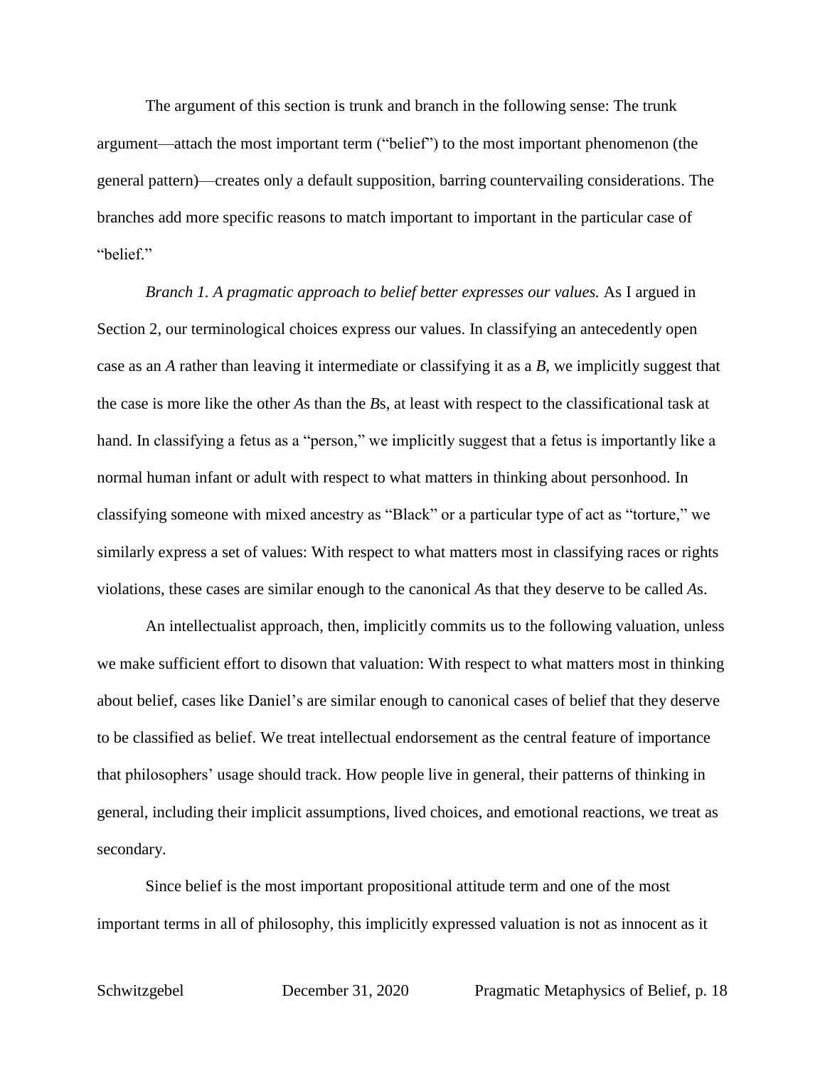The argument of this section is trunk and branch in the following sense: The trunk argument—attach the most important term ("belief") to the most important phenomenon (the general pattern)—creates only a default supposition, barring countervailing considerations. The branches add more specific reasons to match important to important in the particular case of "belief."

*Branch 1. A pragmatic approach to belief better expresses our values.* As I argued in Section 2, our terminological choices express our values. In classifying an antecedently open case as an *A* rather than leaving it intermediate or classifying it as a *B*, we implicitly suggest that the case is more like the other *A*s than the *B*s, at least with respect to the classificational task at hand. In classifying a fetus as a "person," we implicitly suggest that a fetus is importantly like a normal human infant or adult with respect to what matters in thinking about personhood. In classifying someone with mixed ancestry as "Black" or a particular type of act as "torture," we similarly express a set of values: With respect to what matters most in classifying races or rights violations, these cases are similar enough to the canonical *A*s that they deserve to be called *A*s.

An intellectualist approach, then, implicitly commits us to the following valuation, unless we make sufficient effort to disown that valuation: With respect to what matters most in thinking about belief, cases like Daniel's are similar enough to canonical cases of belief that they deserve to be classified as belief. We treat intellectual endorsement as the central feature of importance that philosophers' usage should track. How people live in general, their patterns of thinking in general, including their implicit assumptions, lived choices, and emotional reactions, we treat as secondary.

Since belief is the most important propositional attitude term and one of the most important terms in all of philosophy, this implicitly expressed valuation is not as innocent as it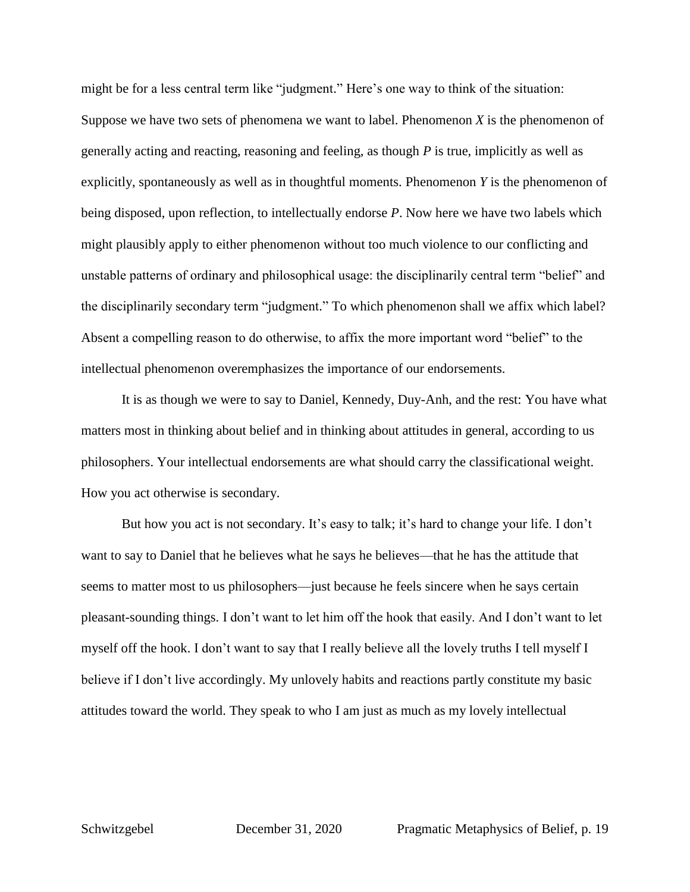might be for a less central term like "judgment." Here's one way to think of the situation: Suppose we have two sets of phenomena we want to label. Phenomenon *X* is the phenomenon of generally acting and reacting, reasoning and feeling, as though *P* is true, implicitly as well as explicitly, spontaneously as well as in thoughtful moments. Phenomenon *Y* is the phenomenon of being disposed, upon reflection, to intellectually endorse *P*. Now here we have two labels which might plausibly apply to either phenomenon without too much violence to our conflicting and unstable patterns of ordinary and philosophical usage: the disciplinarily central term "belief" and the disciplinarily secondary term "judgment." To which phenomenon shall we affix which label? Absent a compelling reason to do otherwise, to affix the more important word "belief" to the intellectual phenomenon overemphasizes the importance of our endorsements.

It is as though we were to say to Daniel, Kennedy, Duy-Anh, and the rest: You have what matters most in thinking about belief and in thinking about attitudes in general, according to us philosophers. Your intellectual endorsements are what should carry the classificational weight. How you act otherwise is secondary.

But how you act is not secondary. It's easy to talk; it's hard to change your life. I don't want to say to Daniel that he believes what he says he believes—that he has the attitude that seems to matter most to us philosophers—just because he feels sincere when he says certain pleasant-sounding things. I don't want to let him off the hook that easily. And I don't want to let myself off the hook. I don't want to say that I really believe all the lovely truths I tell myself I believe if I don't live accordingly. My unlovely habits and reactions partly constitute my basic attitudes toward the world. They speak to who I am just as much as my lovely intellectual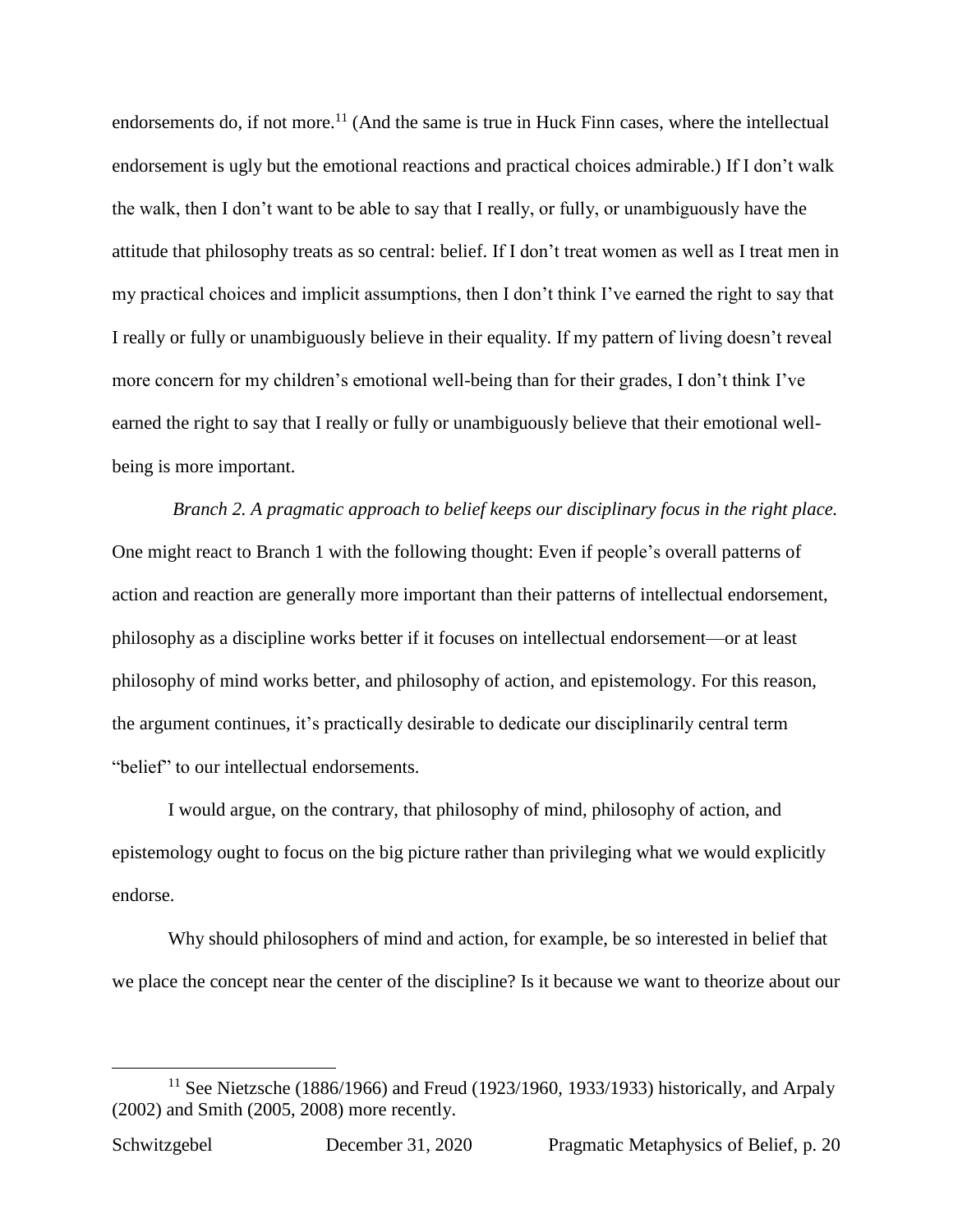endorsements do, if not more.[11] (And the same is true in Huck Finn cases, where the intellectual endorsement is ugly but the emotional reactions and practical choices admirable.) If I don't walk the walk, then I don't want to be able to say that I really, or fully, or unambiguously have the attitude that philosophy treats as so central: belief. If I don't treat women as well as I treat men in my practical choices and implicit assumptions, then I don't think I've earned the right to say that I really or fully or unambiguously believe in their equality. If my pattern of living doesn't reveal more concern for my children's emotional well-being than for their grades, I don't think I've earned the right to say that I really or fully or unambiguously believe that their emotional well-being is more important.

*Branch 2. A pragmatic approach to belief keeps our disciplinary focus in the right place.* One might react to Branch 1 with the following thought: Even if people's overall patterns of action and reaction are generally more important than their patterns of intellectual endorsement, philosophy as a discipline works better if it focuses on intellectual endorsement—or at least philosophy of mind works better, and philosophy of action, and epistemology. For this reason, the argument continues, it's practically desirable to dedicate our disciplinarily central term "belief" to our intellectual endorsements.

I would argue, on the contrary, that philosophy of mind, philosophy of action, and epistemology ought to focus on the big picture rather than privileging what we would explicitly endorse.

Why should philosophers of mind and action, for example, be so interested in belief that we place the concept near the center of the discipline? Is it because we want to theorize about our

[11] See Nietzsche (1886/1966) and Freud (1923/1960, 1933/1933) historically, and Arpaly (2002) and Smith (2005, 2008) more recently.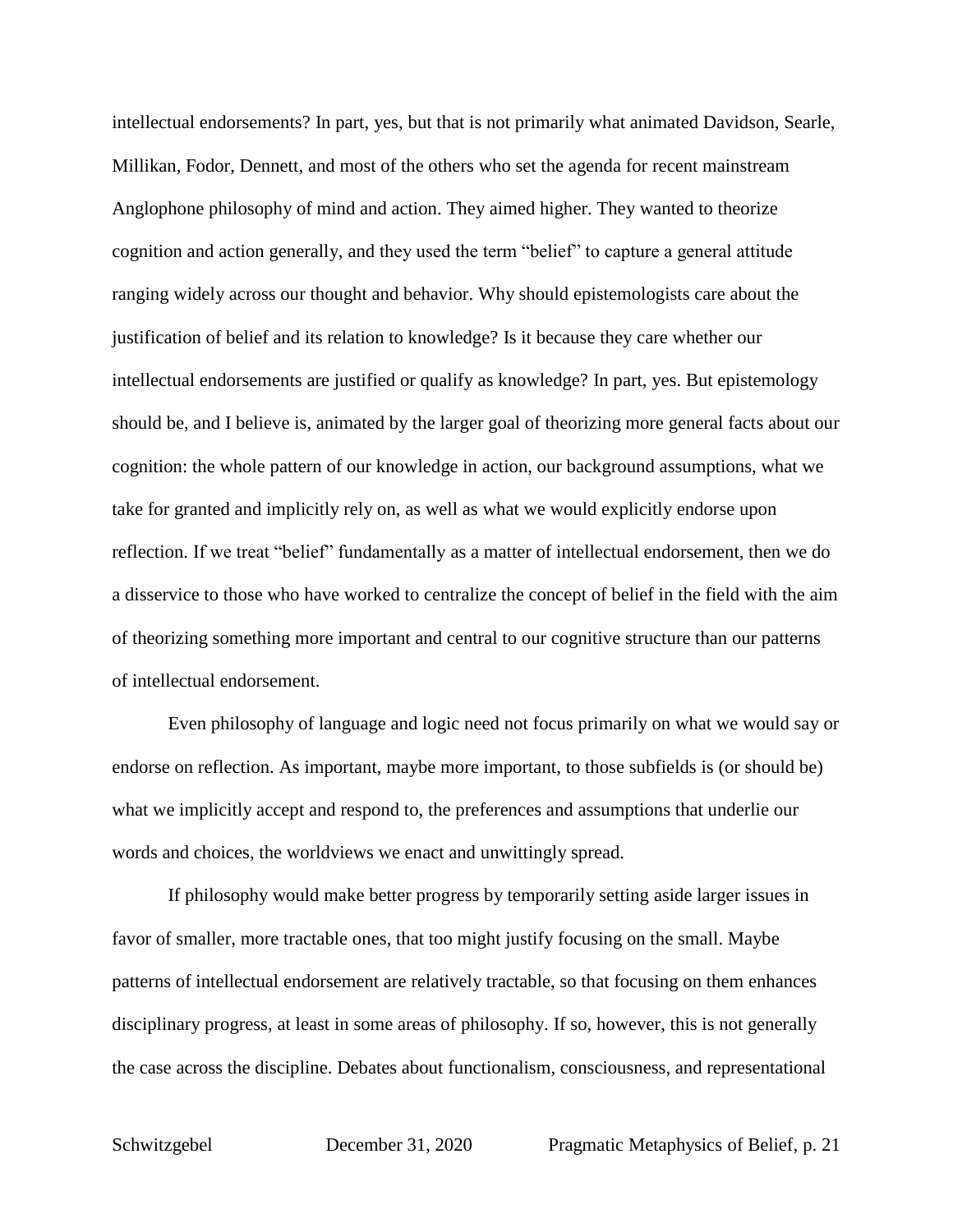intellectual endorsements? In part, yes, but that is not primarily what animated Davidson, Searle, Millikan, Fodor, Dennett, and most of the others who set the agenda for recent mainstream Anglophone philosophy of mind and action. They aimed higher. They wanted to theorize cognition and action generally, and they used the term "belief" to capture a general attitude ranging widely across our thought and behavior. Why should epistemologists care about the justification of belief and its relation to knowledge? Is it because they care whether our intellectual endorsements are justified or qualify as knowledge? In part, yes. But epistemology should be, and I believe is, animated by the larger goal of theorizing more general facts about our cognition: the whole pattern of our knowledge in action, our background assumptions, what we take for granted and implicitly rely on, as well as what we would explicitly endorse upon reflection. If we treat "belief" fundamentally as a matter of intellectual endorsement, then we do a disservice to those who have worked to centralize the concept of belief in the field with the aim of theorizing something more important and central to our cognitive structure than our patterns of intellectual endorsement.

Even philosophy of language and logic need not focus primarily on what we would say or endorse on reflection. As important, maybe more important, to those subfields is (or should be) what we implicitly accept and respond to, the preferences and assumptions that underlie our words and choices, the worldviews we enact and unwittingly spread.

If philosophy would make better progress by temporarily setting aside larger issues in favor of smaller, more tractable ones, that too might justify focusing on the small. Maybe patterns of intellectual endorsement are relatively tractable, so that focusing on them enhances disciplinary progress, at least in some areas of philosophy. If so, however, this is not generally the case across the discipline. Debates about functionalism, consciousness, and representational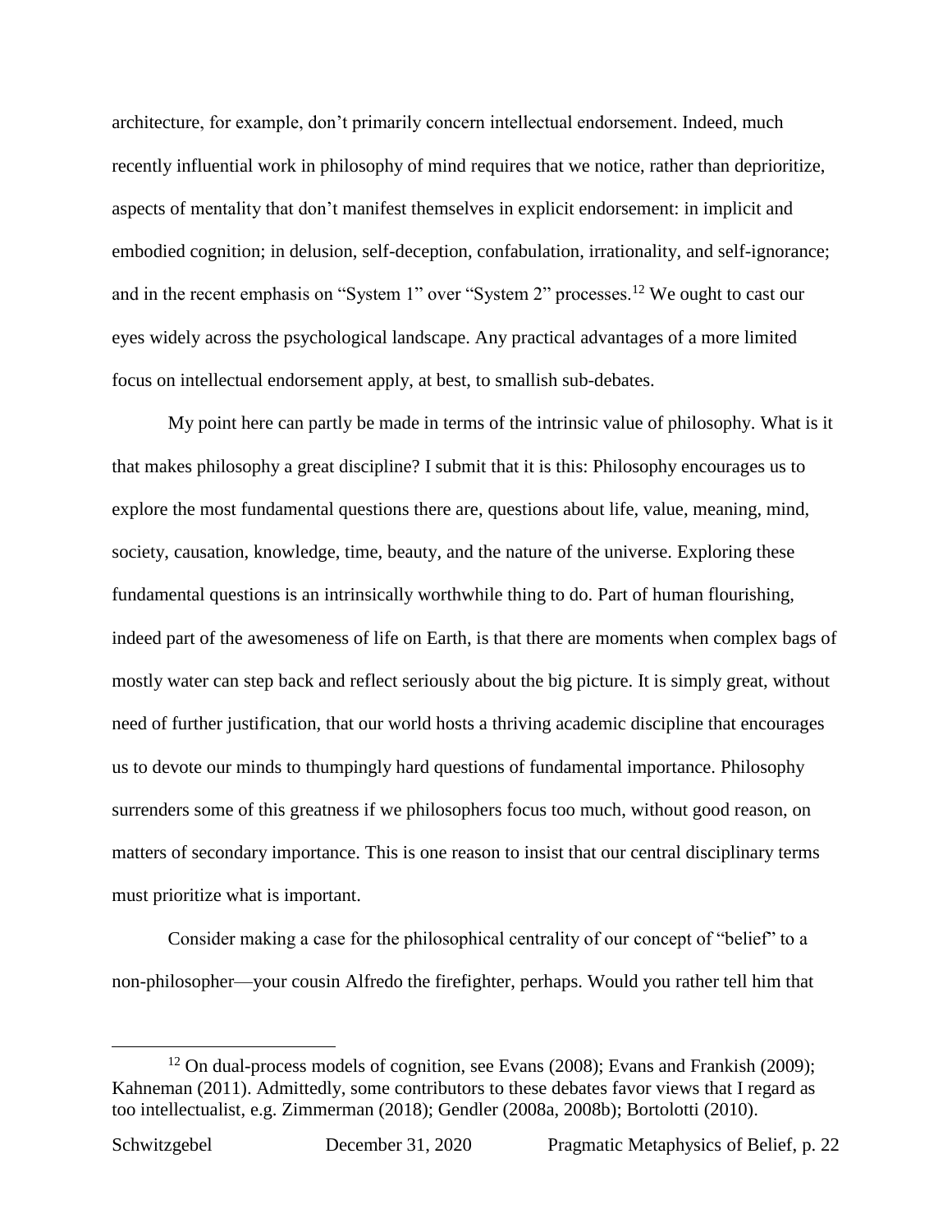architecture, for example, don't primarily concern intellectual endorsement. Indeed, much recently influential work in philosophy of mind requires that we notice, rather than deprioritize, aspects of mentality that don't manifest themselves in explicit endorsement: in implicit and embodied cognition; in delusion, self-deception, confabulation, irrationality, and self-ignorance; and in the recent emphasis on "System 1" over "System 2" processes.[12] We ought to cast our eyes widely across the psychological landscape. Any practical advantages of a more limited focus on intellectual endorsement apply, at best, to smallish sub-debates.

My point here can partly be made in terms of the intrinsic value of philosophy. What is it that makes philosophy a great discipline? I submit that it is this: Philosophy encourages us to explore the most fundamental questions there are, questions about life, value, meaning, mind, society, causation, knowledge, time, beauty, and the nature of the universe. Exploring these fundamental questions is an intrinsically worthwhile thing to do. Part of human flourishing, indeed part of the awesomeness of life on Earth, is that there are moments when complex bags of mostly water can step back and reflect seriously about the big picture. It is simply great, without need of further justification, that our world hosts a thriving academic discipline that encourages us to devote our minds to thumpingly hard questions of fundamental importance. Philosophy surrenders some of this greatness if we philosophers focus too much, without good reason, on matters of secondary importance. This is one reason to insist that our central disciplinary terms must prioritize what is important.

Consider making a case for the philosophical centrality of our concept of "belief" to a non-philosopher—your cousin Alfredo the firefighter, perhaps. Would you rather tell him that

[12] On dual-process models of cognition, see Evans (2008); Evans and Frankish (2009); Kahneman (2011). Admittedly, some contributors to these debates favor views that I regard as too intellectualist, e.g. Zimmerman (2018); Gendler (2008a, 2008b); Bortolotti (2010).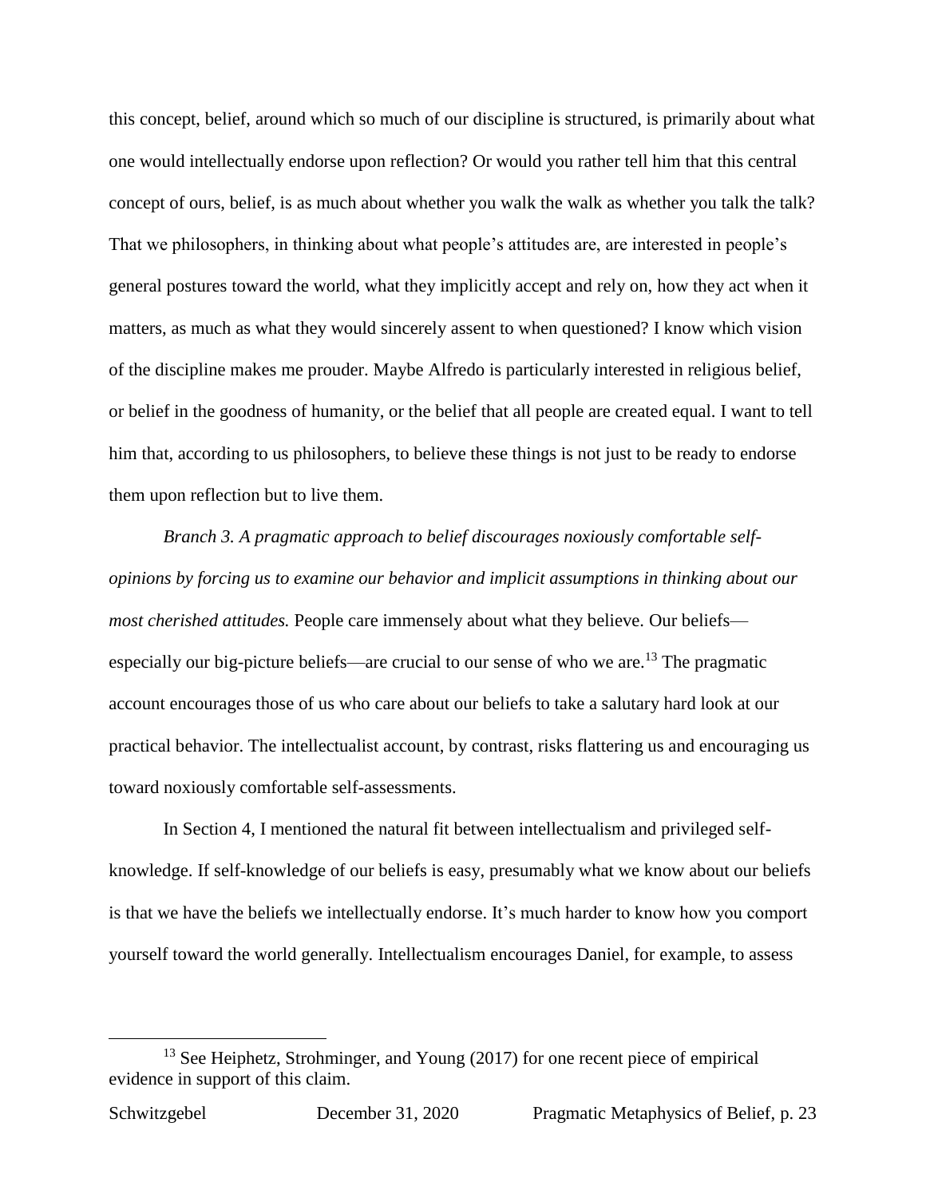this concept, belief, around which so much of our discipline is structured, is primarily about what one would intellectually endorse upon reflection? Or would you rather tell him that this central concept of ours, belief, is as much about whether you walk the walk as whether you talk the talk? That we philosophers, in thinking about what people's attitudes are, are interested in people's general postures toward the world, what they implicitly accept and rely on, how they act when it matters, as much as what they would sincerely assent to when questioned? I know which vision of the discipline makes me prouder. Maybe Alfredo is particularly interested in religious belief, or belief in the goodness of humanity, or the belief that all people are created equal. I want to tell him that, according to us philosophers, to believe these things is not just to be ready to endorse them upon reflection but to live them.

*Branch 3. A pragmatic approach to belief discourages noxiously comfortable self-opinions by forcing us to examine our behavior and implicit assumptions in thinking about our most cherished attitudes.* People care immensely about what they believe. Our beliefs—especially our big-picture beliefs—are crucial to our sense of who we are.[13] The pragmatic account encourages those of us who care about our beliefs to take a salutary hard look at our practical behavior. The intellectualist account, by contrast, risks flattering us and encouraging us toward noxiously comfortable self-assessments.

In Section 4, I mentioned the natural fit between intellectualism and privileged self-knowledge. If self-knowledge of our beliefs is easy, presumably what we know about our beliefs is that we have the beliefs we intellectually endorse. It's much harder to know how you comport yourself toward the world generally. Intellectualism encourages Daniel, for example, to assess

[13] See Heiphetz, Strohminger, and Young (2017) for one recent piece of empirical evidence in support of this claim.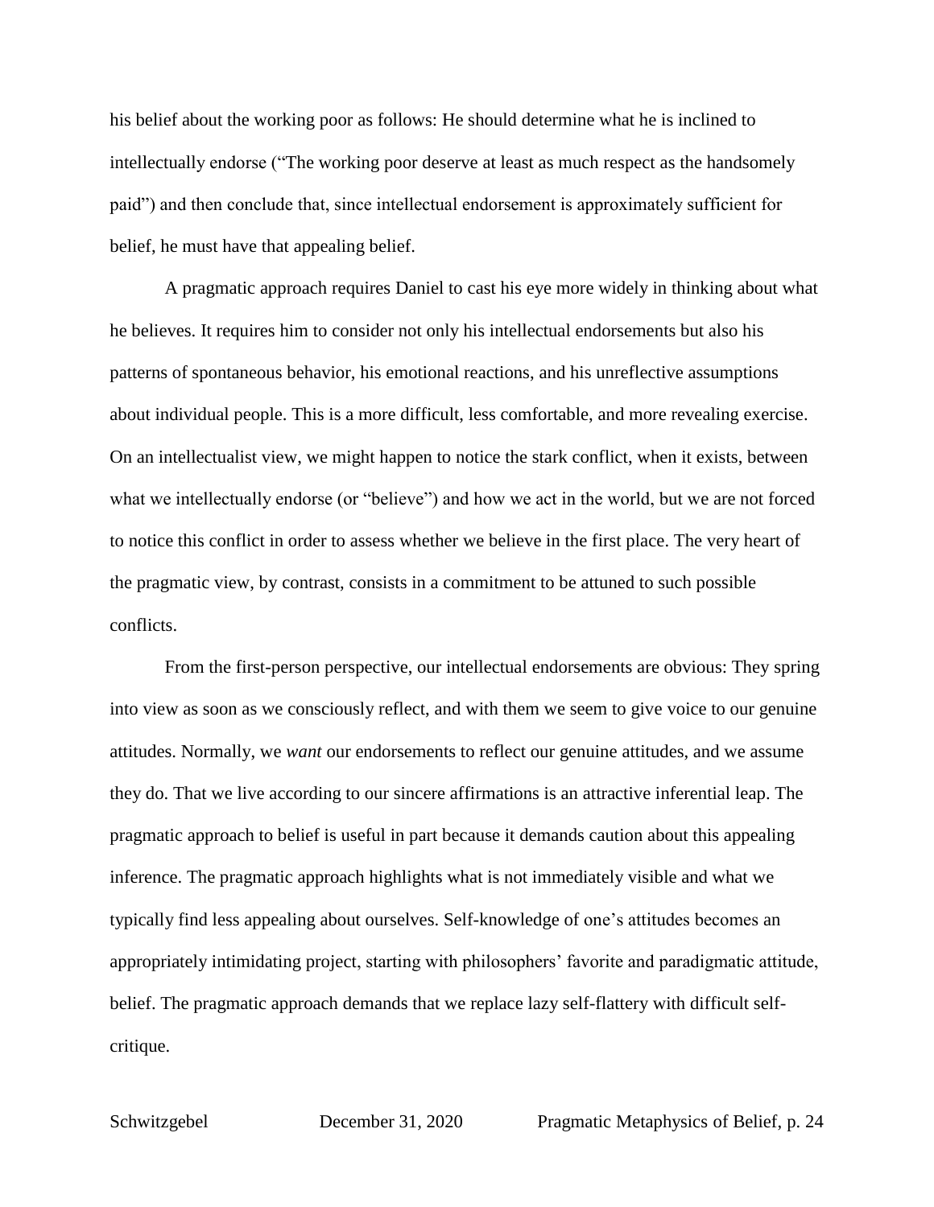his belief about the working poor as follows: He should determine what he is inclined to intellectually endorse ("The working poor deserve at least as much respect as the handsomely paid") and then conclude that, since intellectual endorsement is approximately sufficient for belief, he must have that appealing belief.

A pragmatic approach requires Daniel to cast his eye more widely in thinking about what he believes. It requires him to consider not only his intellectual endorsements but also his patterns of spontaneous behavior, his emotional reactions, and his unreflective assumptions about individual people. This is a more difficult, less comfortable, and more revealing exercise. On an intellectualist view, we might happen to notice the stark conflict, when it exists, between what we intellectually endorse (or "believe") and how we act in the world, but we are not forced to notice this conflict in order to assess whether we believe in the first place. The very heart of the pragmatic view, by contrast, consists in a commitment to be attuned to such possible conflicts.

From the first-person perspective, our intellectual endorsements are obvious: They spring into view as soon as we consciously reflect, and with them we seem to give voice to our genuine attitudes. Normally, we *want* our endorsements to reflect our genuine attitudes, and we assume they do. That we live according to our sincere affirmations is an attractive inferential leap. The pragmatic approach to belief is useful in part because it demands caution about this appealing inference. The pragmatic approach highlights what is not immediately visible and what we typically find less appealing about ourselves. Self-knowledge of one's attitudes becomes an appropriately intimidating project, starting with philosophers' favorite and paradigmatic attitude, belief. The pragmatic approach demands that we replace lazy self-flattery with difficult self-critique.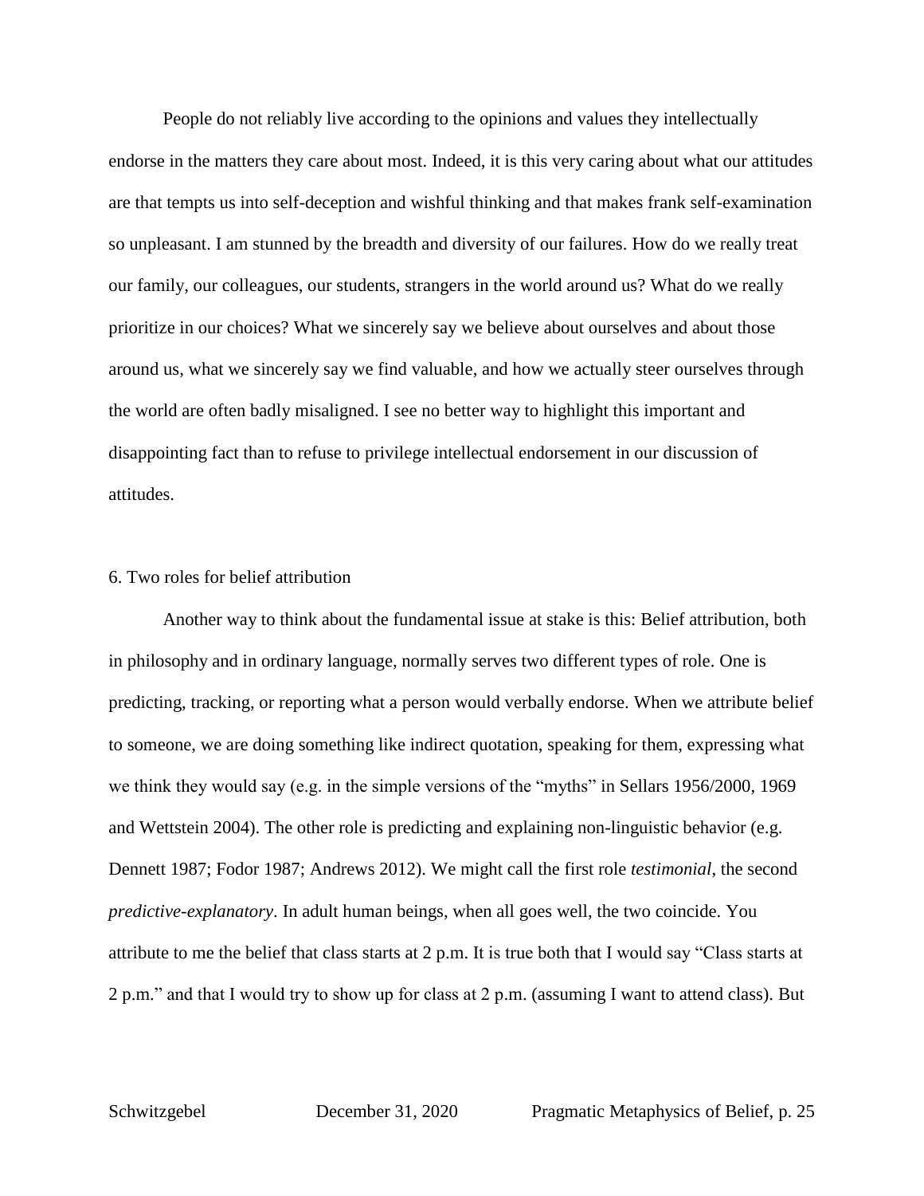People do not reliably live according to the opinions and values they intellectually endorse in the matters they care about most. Indeed, it is this very caring about what our attitudes are that tempts us into self-deception and wishful thinking and that makes frank self-examination so unpleasant. I am stunned by the breadth and diversity of our failures. How do we really treat our family, our colleagues, our students, strangers in the world around us? What do we really prioritize in our choices? What we sincerely say we believe about ourselves and about those around us, what we sincerely say we find valuable, and how we actually steer ourselves through the world are often badly misaligned. I see no better way to highlight this important and disappointing fact than to refuse to privilege intellectual endorsement in our discussion of attitudes.

## 6. Two roles for belief attribution

Another way to think about the fundamental issue at stake is this: Belief attribution, both in philosophy and in ordinary language, normally serves two different types of role. One is predicting, tracking, or reporting what a person would verbally endorse. When we attribute belief to someone, we are doing something like indirect quotation, speaking for them, expressing what we think they would say (e.g. in the simple versions of the "myths" in Sellars 1956/2000, 1969 and Wettstein 2004). The other role is predicting and explaining non-linguistic behavior (e.g. Dennett 1987; Fodor 1987; Andrews 2012). We might call the first role *testimonial*, the second *predictive-explanatory*. In adult human beings, when all goes well, the two coincide. You attribute to me the belief that class starts at 2 p.m. It is true both that I would say "Class starts at 2 p.m." and that I would try to show up for class at 2 p.m. (assuming I want to attend class). But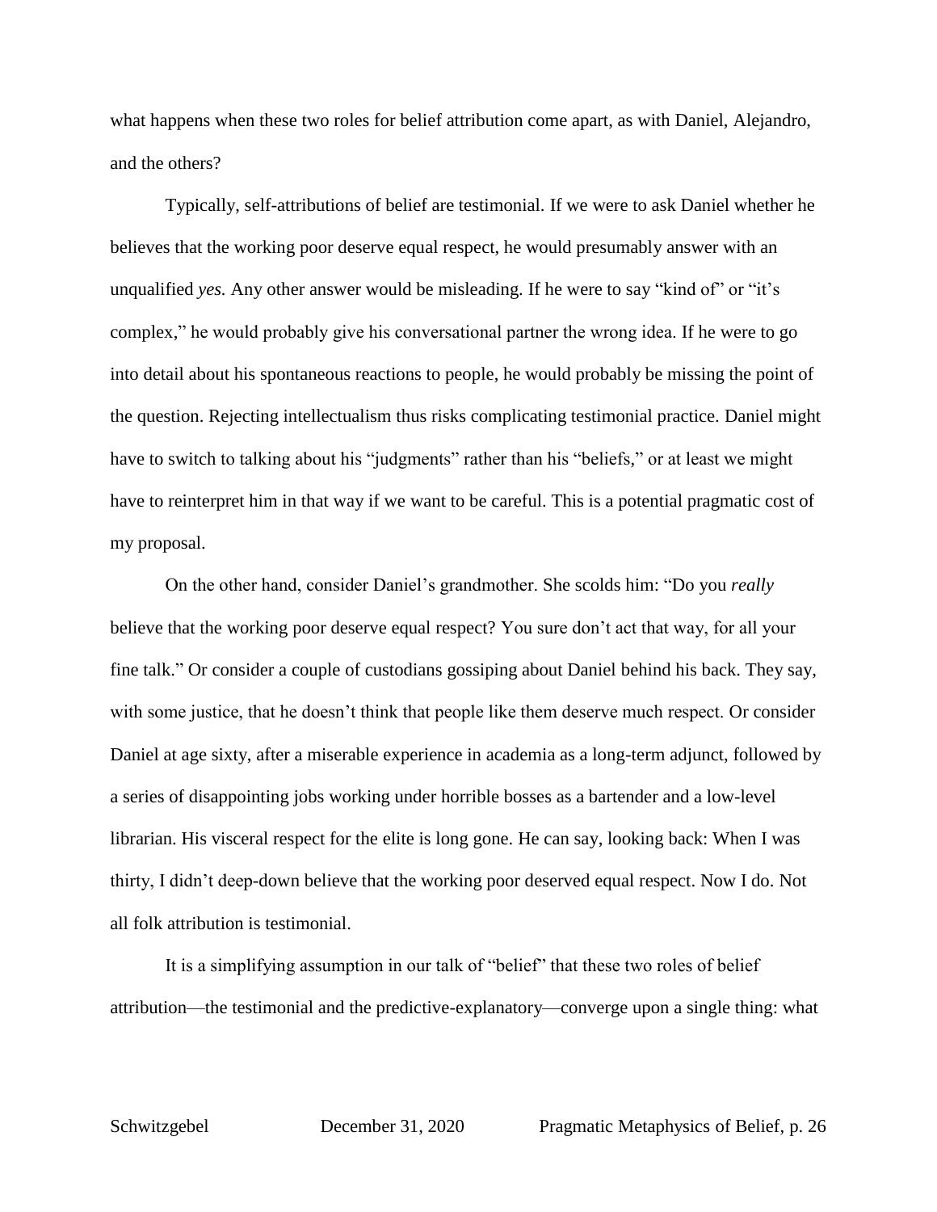what happens when these two roles for belief attribution come apart, as with Daniel, Alejandro, and the others?

Typically, self-attributions of belief are testimonial. If we were to ask Daniel whether he believes that the working poor deserve equal respect, he would presumably answer with an unqualified *yes.* Any other answer would be misleading. If he were to say "kind of" or "it's complex," he would probably give his conversational partner the wrong idea. If he were to go into detail about his spontaneous reactions to people, he would probably be missing the point of the question. Rejecting intellectualism thus risks complicating testimonial practice. Daniel might have to switch to talking about his "judgments" rather than his "beliefs," or at least we might have to reinterpret him in that way if we want to be careful. This is a potential pragmatic cost of my proposal.

On the other hand, consider Daniel's grandmother. She scolds him: "Do you *really* believe that the working poor deserve equal respect? You sure don't act that way, for all your fine talk." Or consider a couple of custodians gossiping about Daniel behind his back. They say, with some justice, that he doesn't think that people like them deserve much respect. Or consider Daniel at age sixty, after a miserable experience in academia as a long-term adjunct, followed by a series of disappointing jobs working under horrible bosses as a bartender and a low-level librarian. His visceral respect for the elite is long gone. He can say, looking back: When I was thirty, I didn't deep-down believe that the working poor deserved equal respect. Now I do. Not all folk attribution is testimonial.

It is a simplifying assumption in our talk of "belief" that these two roles of belief attribution—the testimonial and the predictive-explanatory—converge upon a single thing: what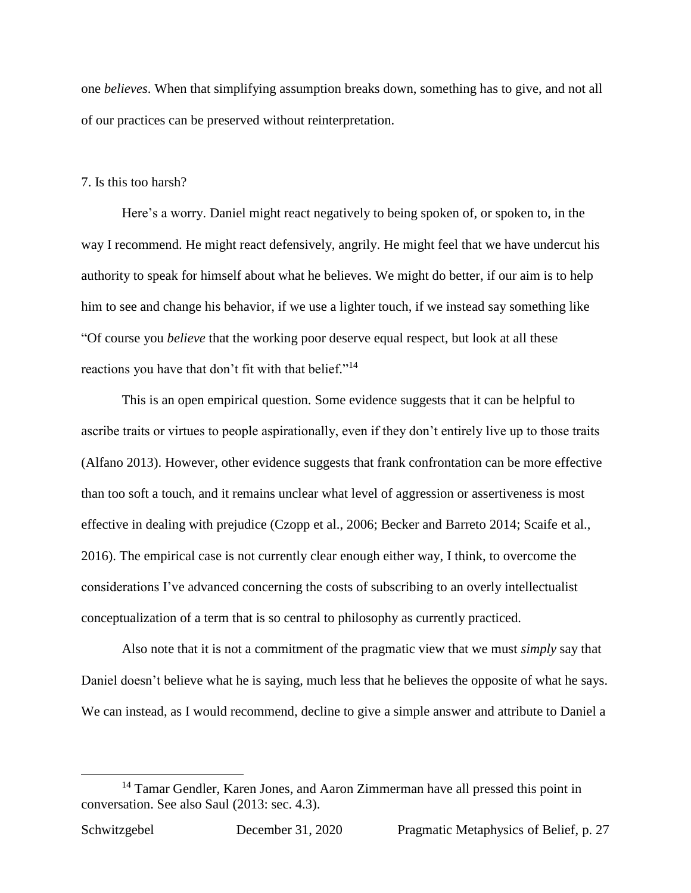one *believes*. When that simplifying assumption breaks down, something has to give, and not all of our practices can be preserved without reinterpretation.

## 7. Is this too harsh?

Here's a worry. Daniel might react negatively to being spoken of, or spoken to, in the way I recommend. He might react defensively, angrily. He might feel that we have undercut his authority to speak for himself about what he believes. We might do better, if our aim is to help him to see and change his behavior, if we use a lighter touch, if we instead say something like "Of course you *believe* that the working poor deserve equal respect, but look at all these reactions you have that don't fit with that belief."[14]

This is an open empirical question. Some evidence suggests that it can be helpful to ascribe traits or virtues to people aspirationally, even if they don't entirely live up to those traits (Alfano 2013). However, other evidence suggests that frank confrontation can be more effective than too soft a touch, and it remains unclear what level of aggression or assertiveness is most effective in dealing with prejudice (Czopp et al., 2006; Becker and Barreto 2014; Scaife et al., 2016). The empirical case is not currently clear enough either way, I think, to overcome the considerations I've advanced concerning the costs of subscribing to an overly intellectualist conceptualization of a term that is so central to philosophy as currently practiced.

Also note that it is not a commitment of the pragmatic view that we must *simply* say that Daniel doesn't believe what he is saying, much less that he believes the opposite of what he says. We can instead, as I would recommend, decline to give a simple answer and attribute to Daniel a

---

[14] Tamar Gendler, Karen Jones, and Aaron Zimmerman have all pressed this point in conversation. See also Saul (2013: sec. 4.3).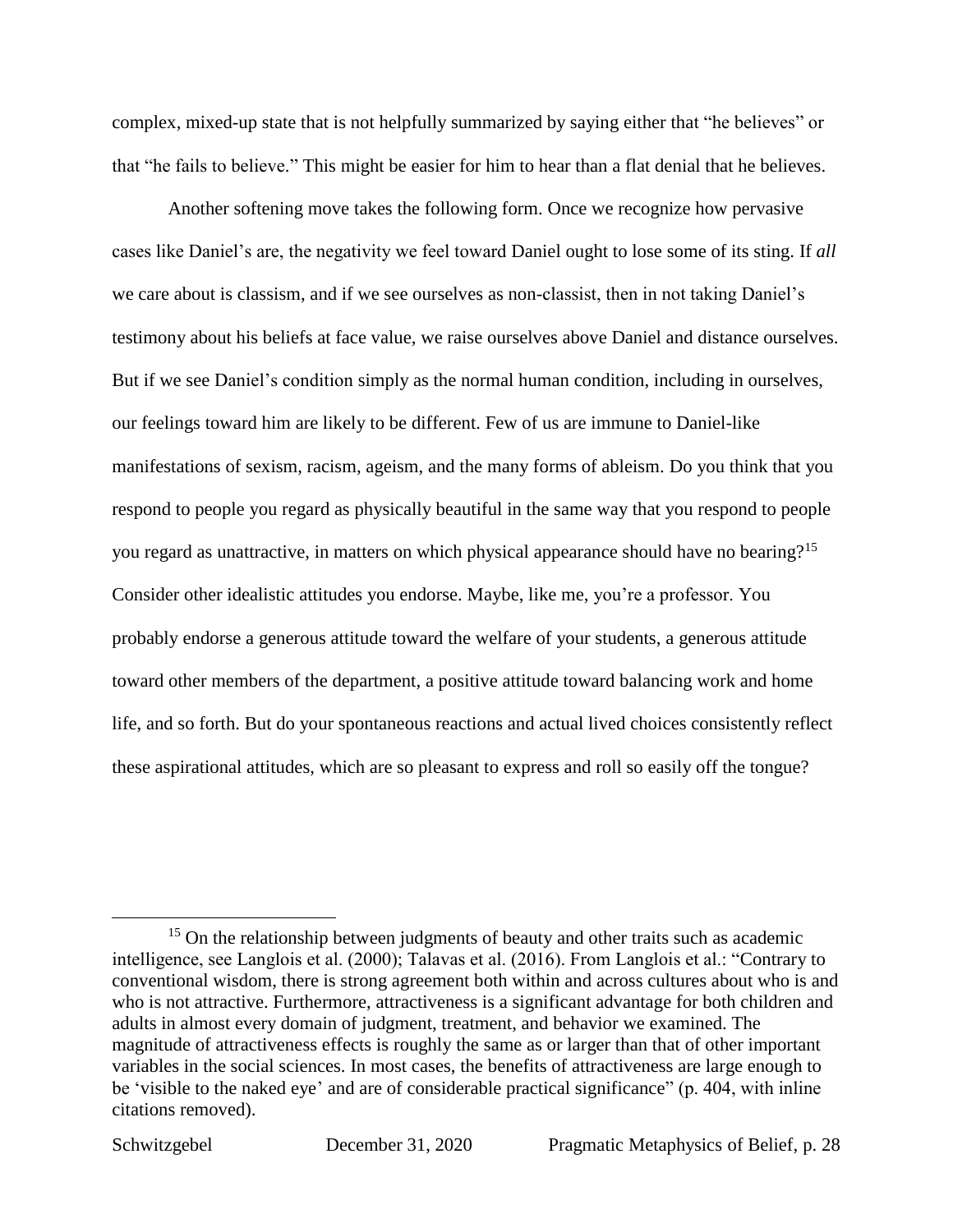complex, mixed-up state that is not helpfully summarized by saying either that "he believes" or that "he fails to believe." This might be easier for him to hear than a flat denial that he believes.

Another softening move takes the following form. Once we recognize how pervasive cases like Daniel's are, the negativity we feel toward Daniel ought to lose some of its sting. If *all* we care about is classism, and if we see ourselves as non-classist, then in not taking Daniel's testimony about his beliefs at face value, we raise ourselves above Daniel and distance ourselves. But if we see Daniel's condition simply as the normal human condition, including in ourselves, our feelings toward him are likely to be different. Few of us are immune to Daniel-like manifestations of sexism, racism, ageism, and the many forms of ableism. Do you think that you respond to people you regard as physically beautiful in the same way that you respond to people you regard as unattractive, in matters on which physical appearance should have no bearing?[15] Consider other idealistic attitudes you endorse. Maybe, like me, you're a professor. You probably endorse a generous attitude toward the welfare of your students, a generous attitude toward other members of the department, a positive attitude toward balancing work and home life, and so forth. But do your spontaneous reactions and actual lived choices consistently reflect these aspirational attitudes, which are so pleasant to express and roll so easily off the tongue?

---

[15] On the relationship between judgments of beauty and other traits such as academic intelligence, see Langlois et al. (2000); Talavas et al. (2016). From Langlois et al.: "Contrary to conventional wisdom, there is strong agreement both within and across cultures about who is and who is not attractive. Furthermore, attractiveness is a significant advantage for both children and adults in almost every domain of judgment, treatment, and behavior we examined. The magnitude of attractiveness effects is roughly the same as or larger than that of other important variables in the social sciences. In most cases, the benefits of attractiveness are large enough to be 'visible to the naked eye' and are of considerable practical significance" (p. 404, with inline citations removed).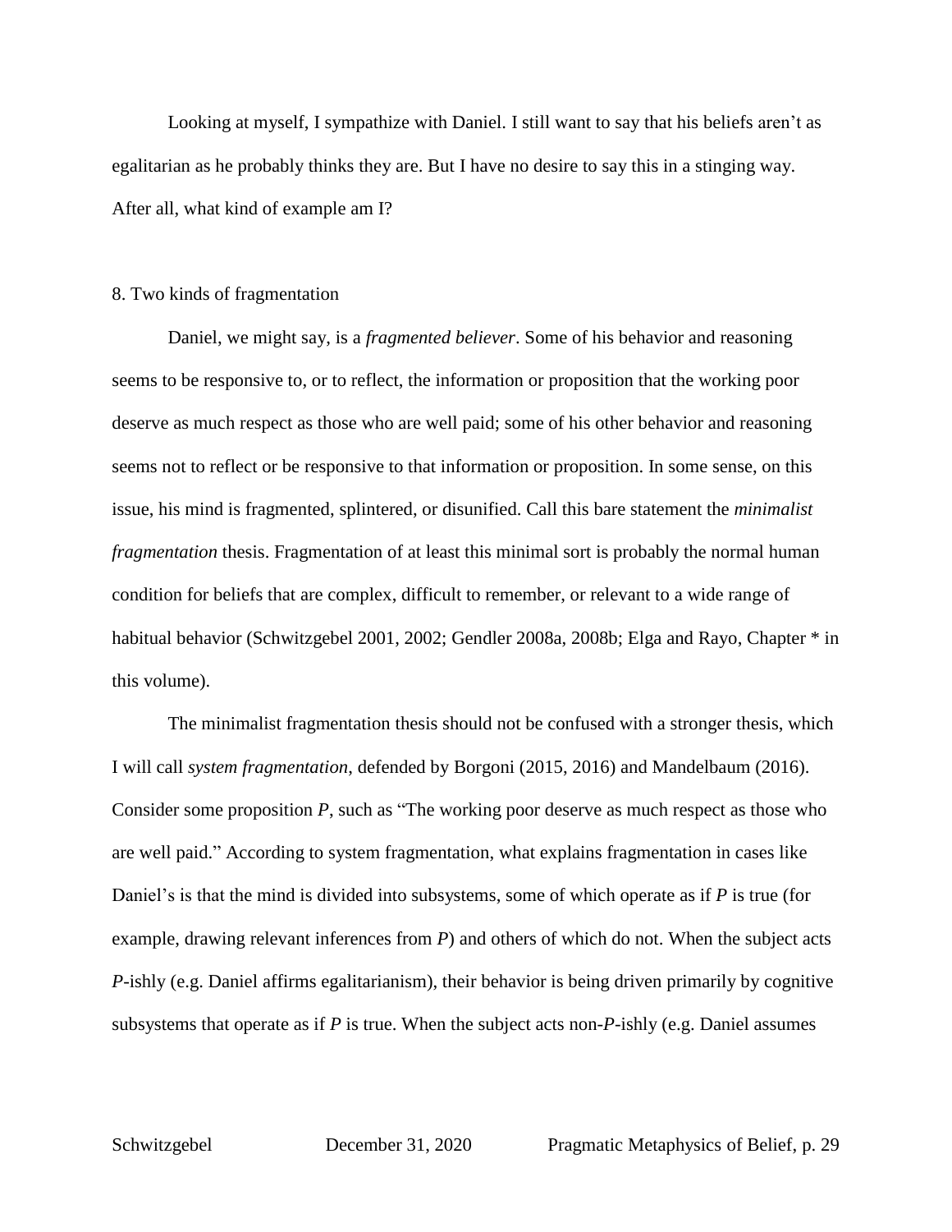Looking at myself, I sympathize with Daniel. I still want to say that his beliefs aren't as egalitarian as he probably thinks they are. But I have no desire to say this in a stinging way. After all, what kind of example am I?

## 8. Two kinds of fragmentation

Daniel, we might say, is a *fragmented believer*. Some of his behavior and reasoning seems to be responsive to, or to reflect, the information or proposition that the working poor deserve as much respect as those who are well paid; some of his other behavior and reasoning seems not to reflect or be responsive to that information or proposition. In some sense, on this issue, his mind is fragmented, splintered, or disunified. Call this bare statement the *minimalist fragmentation* thesis. Fragmentation of at least this minimal sort is probably the normal human condition for beliefs that are complex, difficult to remember, or relevant to a wide range of habitual behavior (Schwitzgebel 2001, 2002; Gendler 2008a, 2008b; Elga and Rayo, Chapter * in this volume).

The minimalist fragmentation thesis should not be confused with a stronger thesis, which I will call *system fragmentation*, defended by Borgoni (2015, 2016) and Mandelbaum (2016). Consider some proposition ***P***, such as "The working poor deserve as much respect as those who are well paid." According to system fragmentation, what explains fragmentation in cases like Daniel's is that the mind is divided into subsystems, some of which operate as if ***P*** is true (for example, drawing relevant inferences from ***P***) and others of which do not. When the subject acts ***P***-ishly (e.g. Daniel affirms egalitarianism), their behavior is being driven primarily by cognitive subsystems that operate as if ***P*** is true. When the subject acts non-***P***-ishly (e.g. Daniel assumes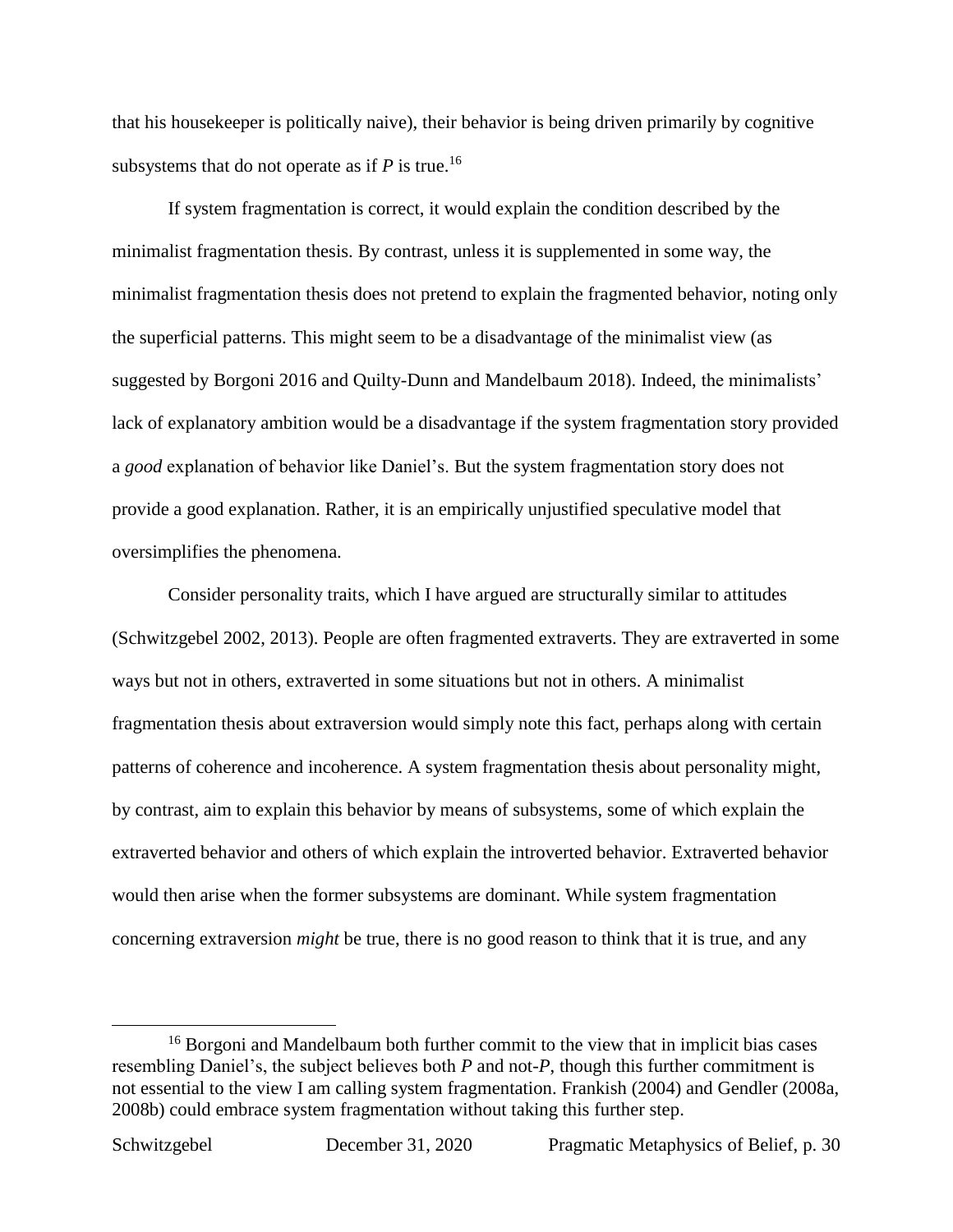that his housekeeper is politically naive), their behavior is being driven primarily by cognitive subsystems that do not operate as if *P* is true.[16]

If system fragmentation is correct, it would explain the condition described by the minimalist fragmentation thesis. By contrast, unless it is supplemented in some way, the minimalist fragmentation thesis does not pretend to explain the fragmented behavior, noting only the superficial patterns. This might seem to be a disadvantage of the minimalist view (as suggested by Borgoni 2016 and Quilty-Dunn and Mandelbaum 2018). Indeed, the minimalists' lack of explanatory ambition would be a disadvantage if the system fragmentation story provided a *good* explanation of behavior like Daniel's. But the system fragmentation story does not provide a good explanation. Rather, it is an empirically unjustified speculative model that oversimplifies the phenomena.

Consider personality traits, which I have argued are structurally similar to attitudes (Schwitzgebel 2002, 2013). People are often fragmented extraverts. They are extraverted in some ways but not in others, extraverted in some situations but not in others. A minimalist fragmentation thesis about extraversion would simply note this fact, perhaps along with certain patterns of coherence and incoherence. A system fragmentation thesis about personality might, by contrast, aim to explain this behavior by means of subsystems, some of which explain the extraverted behavior and others of which explain the introverted behavior. Extraverted behavior would then arise when the former subsystems are dominant. While system fragmentation concerning extraversion *might* be true, there is no good reason to think that it is true, and any

[16] Borgoni and Mandelbaum both further commit to the view that in implicit bias cases resembling Daniel's, the subject believes both *P* and not-*P*, though this further commitment is not essential to the view I am calling system fragmentation. Frankish (2004) and Gendler (2008a, 2008b) could embrace system fragmentation without taking this further step.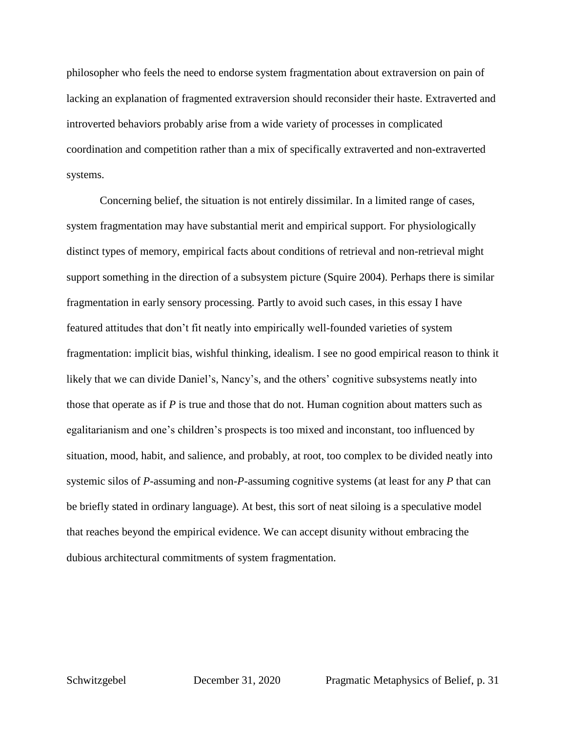philosopher who feels the need to endorse system fragmentation about extraversion on pain of lacking an explanation of fragmented extraversion should reconsider their haste. Extraverted and introverted behaviors probably arise from a wide variety of processes in complicated coordination and competition rather than a mix of specifically extraverted and non-extraverted systems.

Concerning belief, the situation is not entirely dissimilar. In a limited range of cases, system fragmentation may have substantial merit and empirical support. For physiologically distinct types of memory, empirical facts about conditions of retrieval and non-retrieval might support something in the direction of a subsystem picture (Squire 2004). Perhaps there is similar fragmentation in early sensory processing. Partly to avoid such cases, in this essay I have featured attitudes that don't fit neatly into empirically well-founded varieties of system fragmentation: implicit bias, wishful thinking, idealism. I see no good empirical reason to think it likely that we can divide Daniel's, Nancy's, and the others' cognitive subsystems neatly into those that operate as if *P* is true and those that do not. Human cognition about matters such as egalitarianism and one's children's prospects is too mixed and inconstant, too influenced by situation, mood, habit, and salience, and probably, at root, too complex to be divided neatly into systemic silos of *P*-assuming and non-*P*-assuming cognitive systems (at least for any *P* that can be briefly stated in ordinary language). At best, this sort of neat siloing is a speculative model that reaches beyond the empirical evidence. We can accept disunity without embracing the dubious architectural commitments of system fragmentation.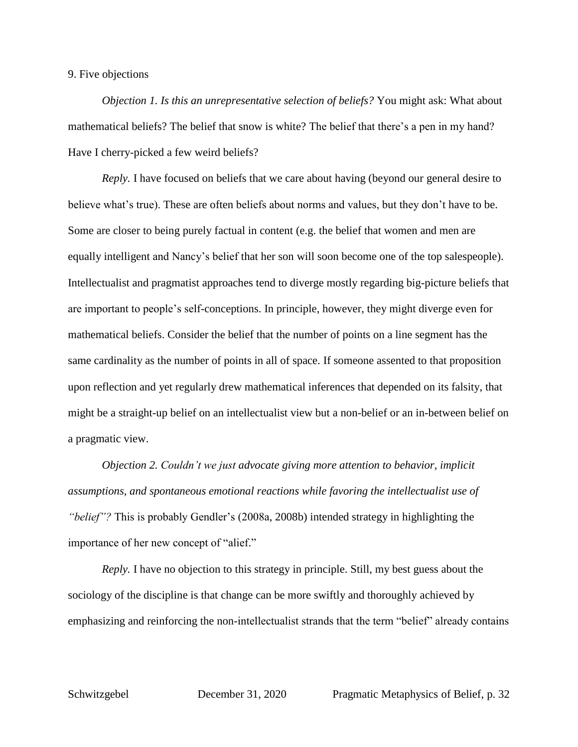## 9. Five objections

*Objection 1. Is this an unrepresentative selection of beliefs?* You might ask: What about mathematical beliefs? The belief that snow is white? The belief that there's a pen in my hand? Have I cherry-picked a few weird beliefs?

*Reply.* I have focused on beliefs that we care about having (beyond our general desire to believe what's true). These are often beliefs about norms and values, but they don't have to be. Some are closer to being purely factual in content (e.g. the belief that women and men are equally intelligent and Nancy's belief that her son will soon become one of the top salespeople). Intellectualist and pragmatist approaches tend to diverge mostly regarding big-picture beliefs that are important to people's self-conceptions. In principle, however, they might diverge even for mathematical beliefs. Consider the belief that the number of points on a line segment has the same cardinality as the number of points in all of space. If someone assented to that proposition upon reflection and yet regularly drew mathematical inferences that depended on its falsity, that might be a straight-up belief on an intellectualist view but a non-belief or an in-between belief on a pragmatic view.

*Objection 2. Couldn't we just advocate giving more attention to behavior, implicit assumptions, and spontaneous emotional reactions while favoring the intellectualist use of "belief"?* This is probably Gendler's (2008a, 2008b) intended strategy in highlighting the importance of her new concept of "alief."

*Reply.* I have no objection to this strategy in principle. Still, my best guess about the sociology of the discipline is that change can be more swiftly and thoroughly achieved by emphasizing and reinforcing the non-intellectualist strands that the term "belief" already contains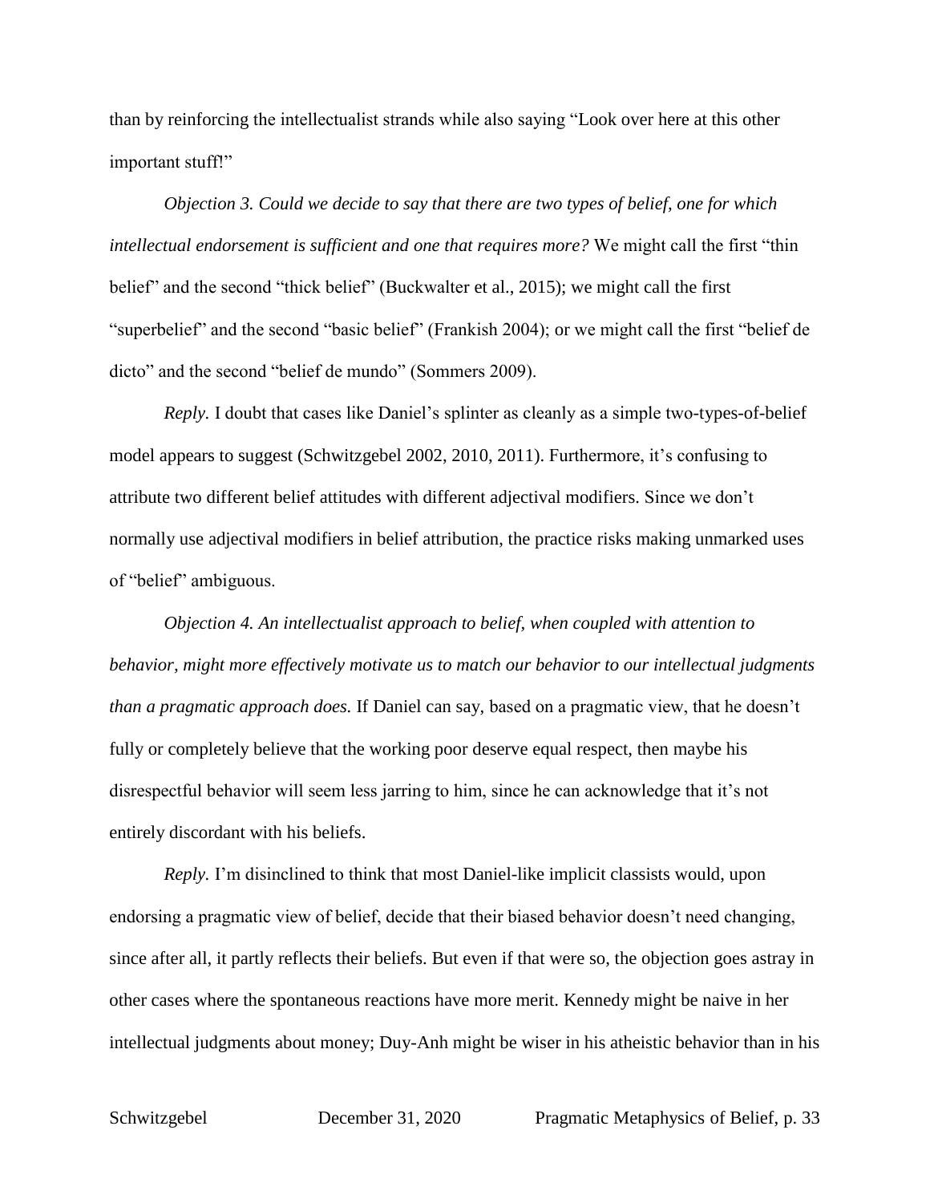than by reinforcing the intellectualist strands while also saying "Look over here at this other important stuff!"

*Objection 3. Could we decide to say that there are two types of belief, one for which intellectual endorsement is sufficient and one that requires more?* We might call the first "thin belief" and the second "thick belief" (Buckwalter et al., 2015); we might call the first "superbelief" and the second "basic belief" (Frankish 2004); or we might call the first "belief de dicto" and the second "belief de mundo" (Sommers 2009).

*Reply.* I doubt that cases like Daniel's splinter as cleanly as a simple two-types-of-belief model appears to suggest (Schwitzgebel 2002, 2010, 2011). Furthermore, it's confusing to attribute two different belief attitudes with different adjectival modifiers. Since we don't normally use adjectival modifiers in belief attribution, the practice risks making unmarked uses of "belief" ambiguous.

*Objection 4. An intellectualist approach to belief, when coupled with attention to behavior, might more effectively motivate us to match our behavior to our intellectual judgments than a pragmatic approach does.* If Daniel can say, based on a pragmatic view, that he doesn't fully or completely believe that the working poor deserve equal respect, then maybe his disrespectful behavior will seem less jarring to him, since he can acknowledge that it's not entirely discordant with his beliefs.

*Reply.* I'm disinclined to think that most Daniel-like implicit classists would, upon endorsing a pragmatic view of belief, decide that their biased behavior doesn't need changing, since after all, it partly reflects their beliefs. But even if that were so, the objection goes astray in other cases where the spontaneous reactions have more merit. Kennedy might be naive in her intellectual judgments about money; Duy-Anh might be wiser in his atheistic behavior than in his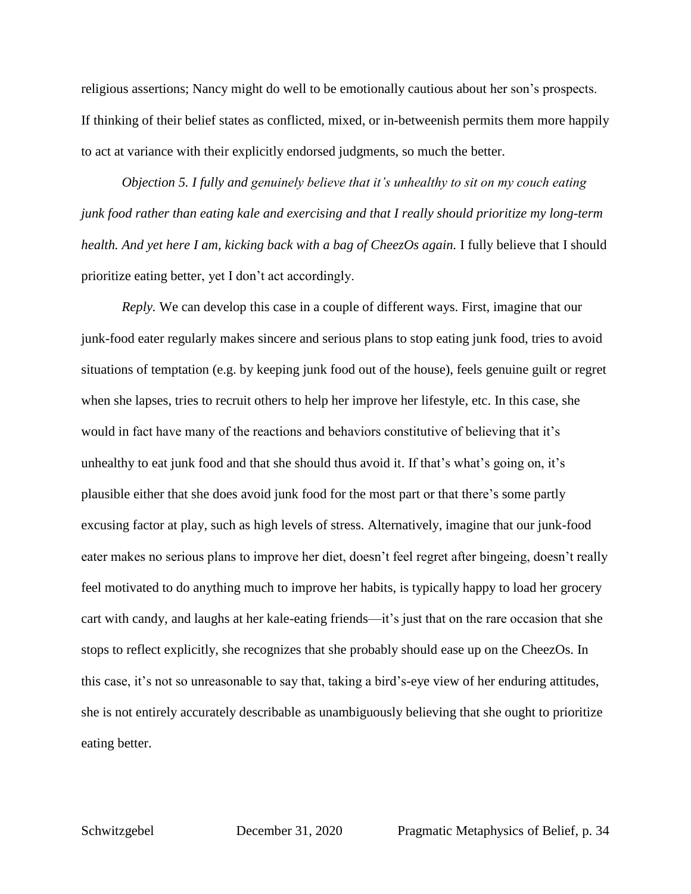religious assertions; Nancy might do well to be emotionally cautious about her son's prospects. If thinking of their belief states as conflicted, mixed, or in-betweenish permits them more happily to act at variance with their explicitly endorsed judgments, so much the better.

*Objection 5. I fully and genuinely believe that it's unhealthy to sit on my couch eating junk food rather than eating kale and exercising and that I really should prioritize my long-term health. And yet here I am, kicking back with a bag of CheezOs again.* I fully believe that I should prioritize eating better, yet I don't act accordingly.

*Reply.* We can develop this case in a couple of different ways. First, imagine that our junk-food eater regularly makes sincere and serious plans to stop eating junk food, tries to avoid situations of temptation (e.g. by keeping junk food out of the house), feels genuine guilt or regret when she lapses, tries to recruit others to help her improve her lifestyle, etc. In this case, she would in fact have many of the reactions and behaviors constitutive of believing that it's unhealthy to eat junk food and that she should thus avoid it. If that's what's going on, it's plausible either that she does avoid junk food for the most part or that there's some partly excusing factor at play, such as high levels of stress. Alternatively, imagine that our junk-food eater makes no serious plans to improve her diet, doesn't feel regret after bingeing, doesn't really feel motivated to do anything much to improve her habits, is typically happy to load her grocery cart with candy, and laughs at her kale-eating friends—it's just that on the rare occasion that she stops to reflect explicitly, she recognizes that she probably should ease up on the CheezOs. In this case, it's not so unreasonable to say that, taking a bird's-eye view of her enduring attitudes, she is not entirely accurately describable as unambiguously believing that she ought to prioritize eating better.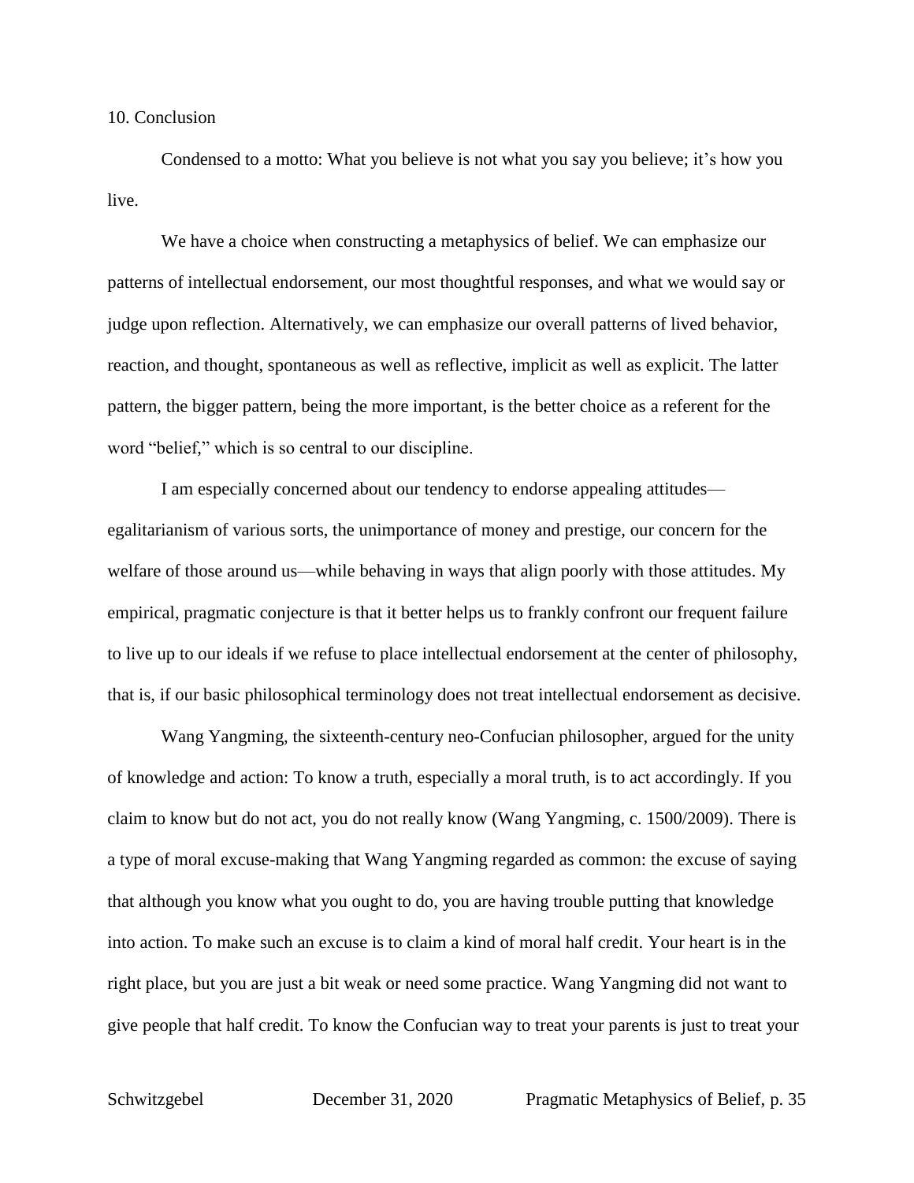## 10. Conclusion

Condensed to a motto: What you believe is not what you say you believe; it's how you live.

We have a choice when constructing a metaphysics of belief. We can emphasize our patterns of intellectual endorsement, our most thoughtful responses, and what we would say or judge upon reflection. Alternatively, we can emphasize our overall patterns of lived behavior, reaction, and thought, spontaneous as well as reflective, implicit as well as explicit. The latter pattern, the bigger pattern, being the more important, is the better choice as a referent for the word "belief," which is so central to our discipline.

I am especially concerned about our tendency to endorse appealing attitudes—egalitarianism of various sorts, the unimportance of money and prestige, our concern for the welfare of those around us—while behaving in ways that align poorly with those attitudes. My empirical, pragmatic conjecture is that it better helps us to frankly confront our frequent failure to live up to our ideals if we refuse to place intellectual endorsement at the center of philosophy, that is, if our basic philosophical terminology does not treat intellectual endorsement as decisive.

Wang Yangming, the sixteenth-century neo-Confucian philosopher, argued for the unity of knowledge and action: To know a truth, especially a moral truth, is to act accordingly. If you claim to know but do not act, you do not really know (Wang Yangming, c. 1500/2009). There is a type of moral excuse-making that Wang Yangming regarded as common: the excuse of saying that although you know what you ought to do, you are having trouble putting that knowledge into action. To make such an excuse is to claim a kind of moral half credit. Your heart is in the right place, but you are just a bit weak or need some practice. Wang Yangming did not want to give people that half credit. To know the Confucian way to treat your parents is just to treat your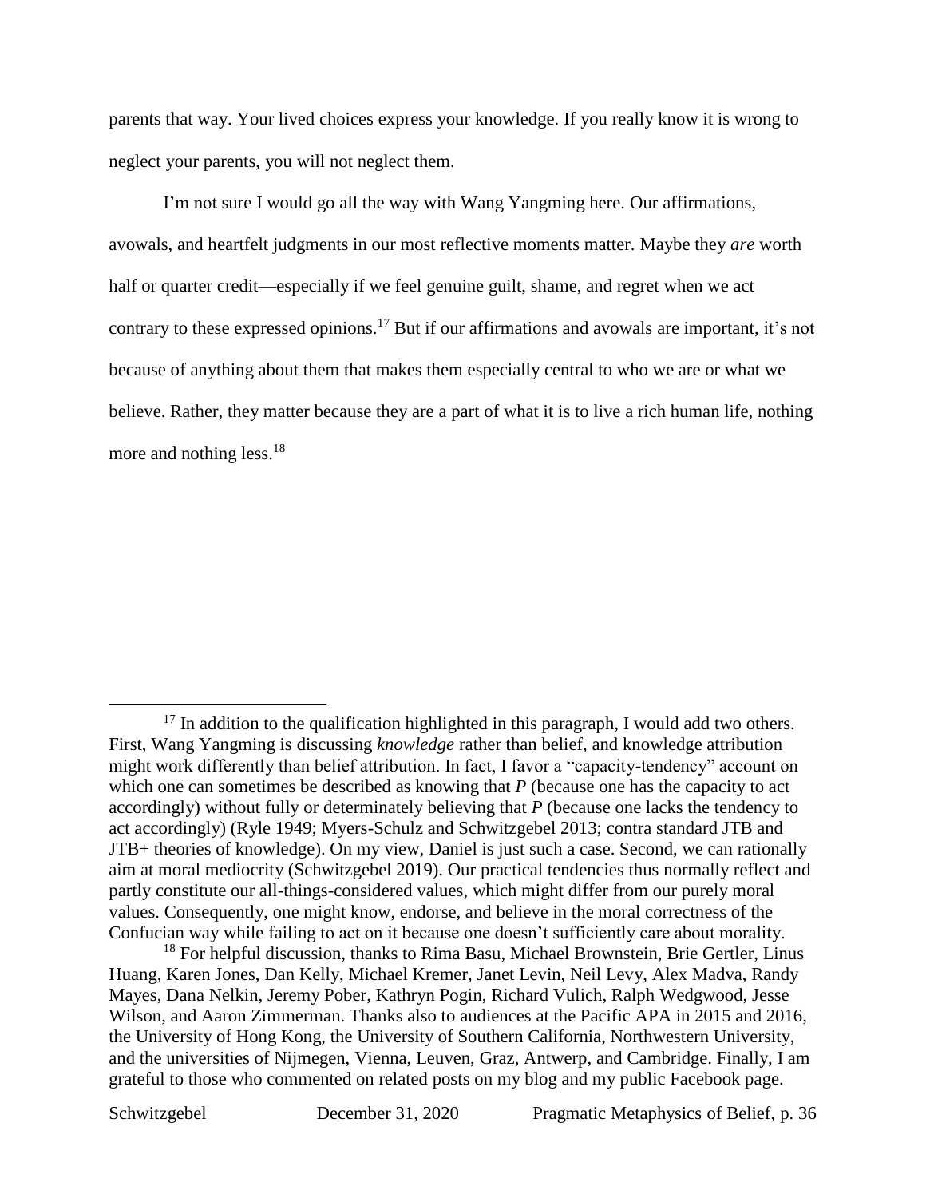parents that way. Your lived choices express your knowledge. If you really know it is wrong to neglect your parents, you will not neglect them.

I'm not sure I would go all the way with Wang Yangming here. Our affirmations, avowals, and heartfelt judgments in our most reflective moments matter. Maybe they *are* worth half or quarter credit—especially if we feel genuine guilt, shame, and regret when we act contrary to these expressed opinions.[17] But if our affirmations and avowals are important, it's not because of anything about them that makes them especially central to who we are or what we believe. Rather, they matter because they are a part of what it is to live a rich human life, nothing more and nothing less.[18]

---

[17] In addition to the qualification highlighted in this paragraph, I would add two others. First, Wang Yangming is discussing *knowledge* rather than belief, and knowledge attribution might work differently than belief attribution. In fact, I favor a "capacity-tendency" account on which one can sometimes be described as knowing that *P* (because one has the capacity to act accordingly) without fully or determinately believing that *P* (because one lacks the tendency to act accordingly) (Ryle 1949; Myers-Schulz and Schwitzgebel 2013; contra standard JTB and JTB+ theories of knowledge). On my view, Daniel is just such a case. Second, we can rationally aim at moral mediocrity (Schwitzgebel 2019). Our practical tendencies thus normally reflect and partly constitute our all-things-considered values, which might differ from our purely moral values. Consequently, one might know, endorse, and believe in the moral correctness of the Confucian way while failing to act on it because one doesn't sufficiently care about morality.

[18] For helpful discussion, thanks to Rima Basu, Michael Brownstein, Brie Gertler, Linus Huang, Karen Jones, Dan Kelly, Michael Kremer, Janet Levin, Neil Levy, Alex Madva, Randy Mayes, Dana Nelkin, Jeremy Pober, Kathryn Pogin, Richard Vulich, Ralph Wedgwood, Jesse Wilson, and Aaron Zimmerman. Thanks also to audiences at the Pacific APA in 2015 and 2016, the University of Hong Kong, the University of Southern California, Northwestern University, and the universities of Nijmegen, Vienna, Leuven, Graz, Antwerp, and Cambridge. Finally, I am grateful to those who commented on related posts on my blog and my public Facebook page.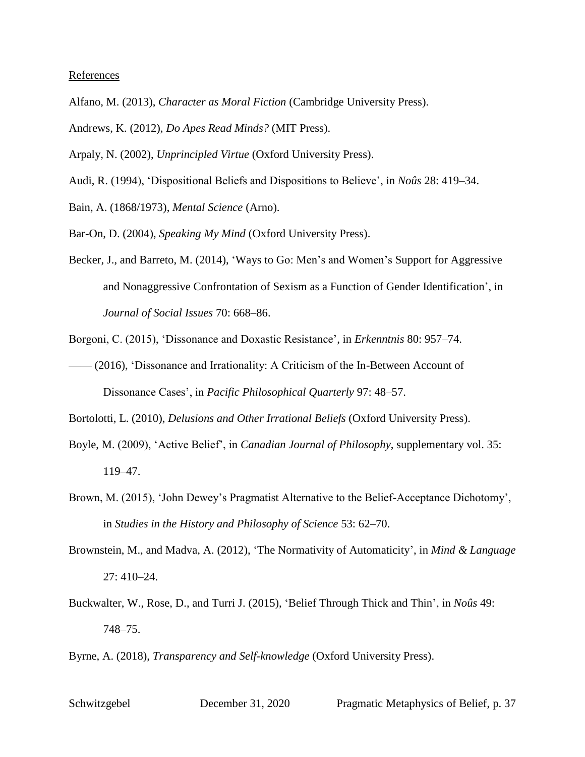References

Alfano, M. (2013), *Character as Moral Fiction* (Cambridge University Press).

Andrews, K. (2012), *Do Apes Read Minds?* (MIT Press).

Arpaly, N. (2002), *Unprincipled Virtue* (Oxford University Press).

Audi, R. (1994), 'Dispositional Beliefs and Dispositions to Believe', in *Noûs* 28: 419–34.

Bain, A. (1868/1973), *Mental Science* (Arno).

Bar-On, D. (2004), *Speaking My Mind* (Oxford University Press).

Becker, J., and Barreto, M. (2014), 'Ways to Go: Men's and Women's Support for Aggressive and Nonaggressive Confrontation of Sexism as a Function of Gender Identification', in *Journal of Social Issues* 70: 668–86.

Borgoni, C. (2015), 'Dissonance and Doxastic Resistance', in *Erkenntnis* 80: 957–74.

—— (2016), 'Dissonance and Irrationality: A Criticism of the In-Between Account of Dissonance Cases', in *Pacific Philosophical Quarterly* 97: 48–57.

Bortolotti, L. (2010), *Delusions and Other Irrational Beliefs* (Oxford University Press).

Boyle, M. (2009), 'Active Belief', in *Canadian Journal of Philosophy*, supplementary vol. 35: 119–47.

Brown, M. (2015), 'John Dewey's Pragmatist Alternative to the Belief-Acceptance Dichotomy', in *Studies in the History and Philosophy of Science* 53: 62–70.

Brownstein, M., and Madva, A. (2012), 'The Normativity of Automaticity', in *Mind & Language* 27: 410–24.

Buckwalter, W., Rose, D., and Turri J. (2015), 'Belief Through Thick and Thin', in *Noûs* 49: 748–75.

Byrne, A. (2018), *Transparency and Self-knowledge* (Oxford University Press).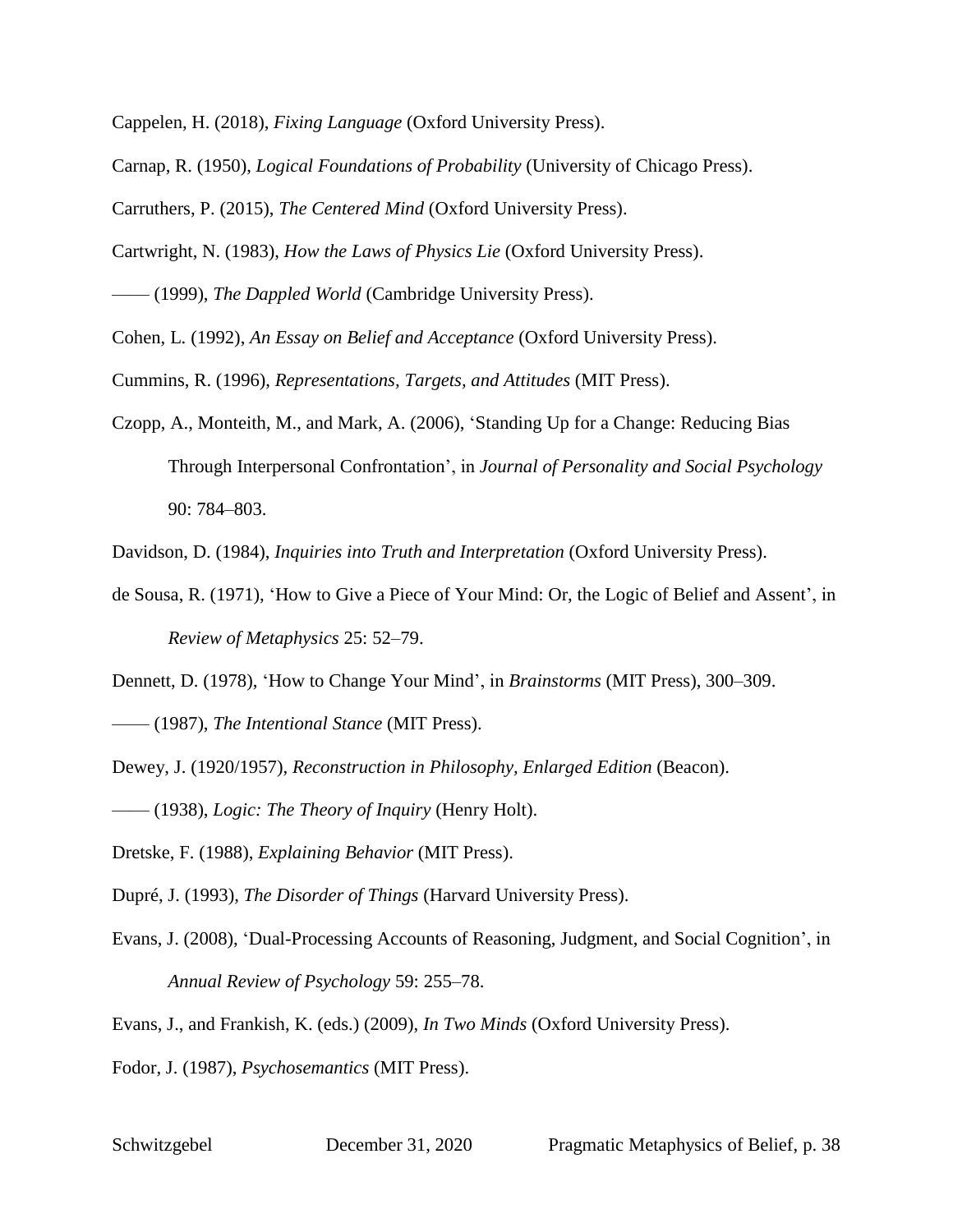Cappelen, H. (2018), *Fixing Language* (Oxford University Press).

Carnap, R. (1950), *Logical Foundations of Probability* (University of Chicago Press).

Carruthers, P. (2015), *The Centered Mind* (Oxford University Press).

Cartwright, N. (1983), *How the Laws of Physics Lie* (Oxford University Press).

—— (1999), *The Dappled World* (Cambridge University Press).

Cohen, L. (1992), *An Essay on Belief and Acceptance* (Oxford University Press).

Cummins, R. (1996), *Representations, Targets, and Attitudes* (MIT Press).

Czopp, A., Monteith, M., and Mark, A. (2006), 'Standing Up for a Change: Reducing Bias Through Interpersonal Confrontation', in *Journal of Personality and Social Psychology* 90: 784–803.

Davidson, D. (1984), *Inquiries into Truth and Interpretation* (Oxford University Press).

de Sousa, R. (1971), 'How to Give a Piece of Your Mind: Or, the Logic of Belief and Assent', in *Review of Metaphysics* 25: 52–79.

Dennett, D. (1978), 'How to Change Your Mind', in *Brainstorms* (MIT Press), 300–309.

—— (1987), *The Intentional Stance* (MIT Press).

Dewey, J. (1920/1957), *Reconstruction in Philosophy, Enlarged Edition* (Beacon).

—— (1938), *Logic: The Theory of Inquiry* (Henry Holt).

Dretske, F. (1988), *Explaining Behavior* (MIT Press).

Dupré, J. (1993), *The Disorder of Things* (Harvard University Press).

Evans, J. (2008), 'Dual-Processing Accounts of Reasoning, Judgment, and Social Cognition', in *Annual Review of Psychology* 59: 255–78.

Evans, J., and Frankish, K. (eds.) (2009), *In Two Minds* (Oxford University Press).

Fodor, J. (1987), *Psychosemantics* (MIT Press).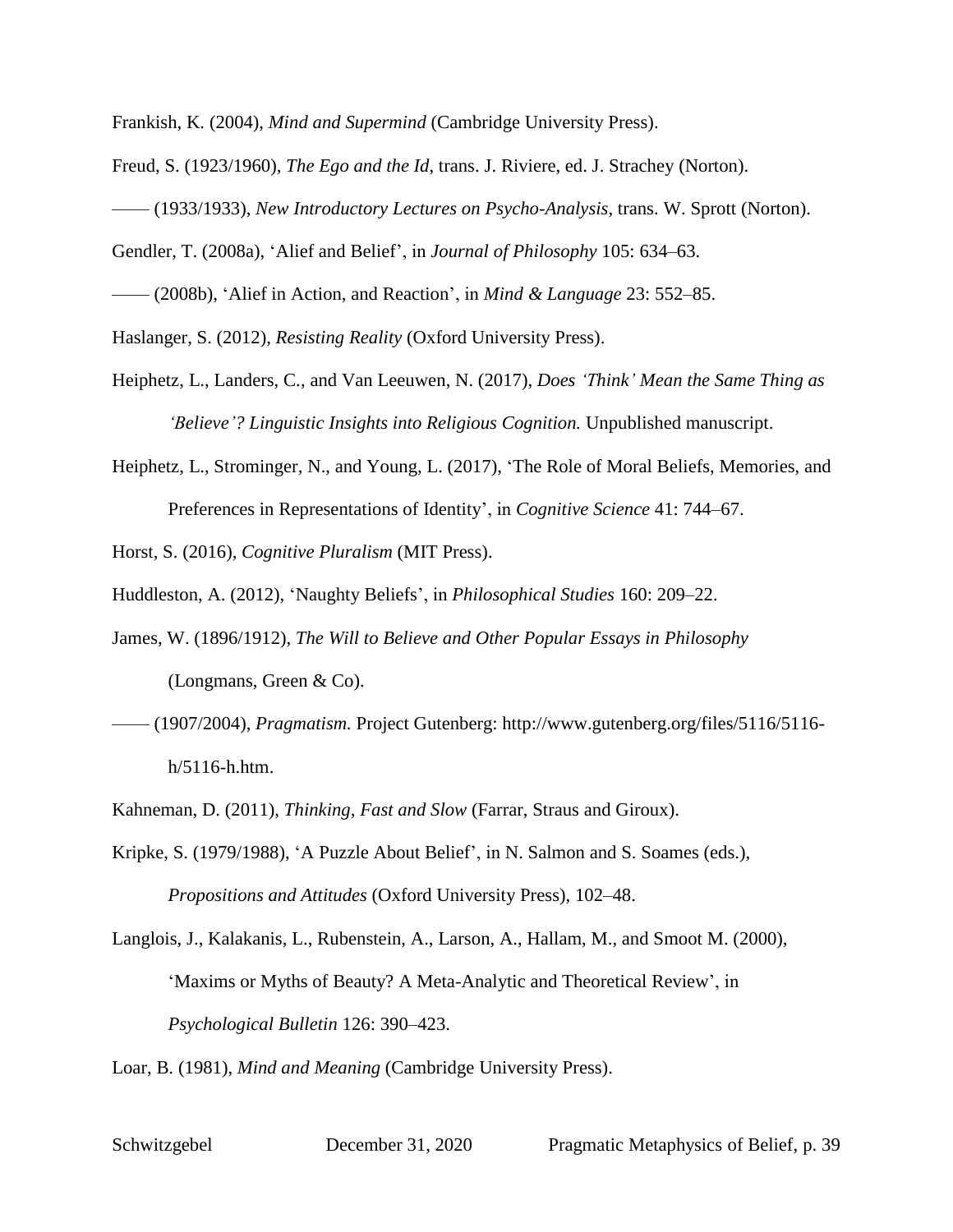Frankish, K. (2004), *Mind and Supermind* (Cambridge University Press).

Freud, S. (1923/1960), *The Ego and the Id*, trans. J. Riviere, ed. J. Strachey (Norton).

—— (1933/1933), *New Introductory Lectures on Psycho-Analysis*, trans. W. Sprott (Norton).

Gendler, T. (2008a), 'Alief and Belief', in *Journal of Philosophy* 105: 634–63.

—— (2008b), 'Alief in Action, and Reaction', in *Mind & Language* 23: 552–85.

Haslanger, S. (2012), *Resisting Reality* (Oxford University Press).

Heiphetz, L., Landers, C., and Van Leeuwen, N. (2017), *Does 'Think' Mean the Same Thing as 'Believe'? Linguistic Insights into Religious Cognition.* Unpublished manuscript.

Heiphetz, L., Strominger, N., and Young, L. (2017), 'The Role of Moral Beliefs, Memories, and Preferences in Representations of Identity', in *Cognitive Science* 41: 744–67.

Horst, S. (2016), *Cognitive Pluralism* (MIT Press).

Huddleston, A. (2012), 'Naughty Beliefs', in *Philosophical Studies* 160: 209–22.

James, W. (1896/1912), *The Will to Believe and Other Popular Essays in Philosophy* (Longmans, Green & Co).

—— (1907/2004), *Pragmatism.* Project Gutenberg: http://www.gutenberg.org/files/5116/5116-h/5116-h.htm.

Kahneman, D. (2011), *Thinking, Fast and Slow* (Farrar, Straus and Giroux).

Kripke, S. (1979/1988), 'A Puzzle About Belief', in N. Salmon and S. Soames (eds.), *Propositions and Attitudes* (Oxford University Press), 102–48.

Langlois, J., Kalakanis, L., Rubenstein, A., Larson, A., Hallam, M., and Smoot M. (2000), 'Maxims or Myths of Beauty? A Meta-Analytic and Theoretical Review', in *Psychological Bulletin* 126: 390–423.

Loar, B. (1981), *Mind and Meaning* (Cambridge University Press).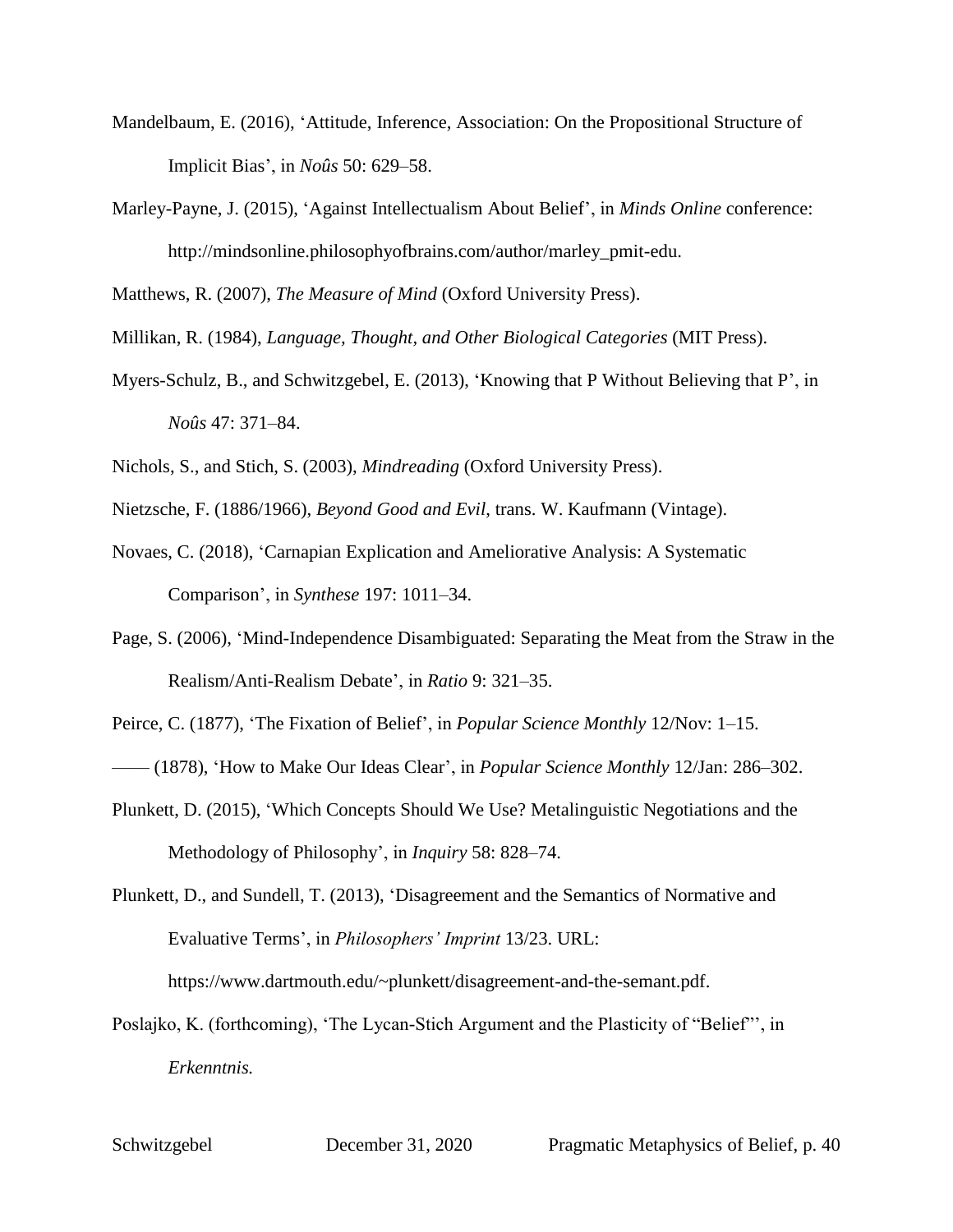Mandelbaum, E. (2016), 'Attitude, Inference, Association: On the Propositional Structure of Implicit Bias', in *Noûs* 50: 629–58.

Marley-Payne, J. (2015), 'Against Intellectualism About Belief', in *Minds Online* conference: http://mindsonline.philosophyofbrains.com/author/marley_pmit-edu.

Matthews, R. (2007), *The Measure of Mind* (Oxford University Press).

Millikan, R. (1984), *Language, Thought, and Other Biological Categories* (MIT Press).

Myers-Schulz, B., and Schwitzgebel, E. (2013), 'Knowing that P Without Believing that P', in *Noûs* 47: 371–84.

Nichols, S., and Stich, S. (2003), *Mindreading* (Oxford University Press).

Nietzsche, F. (1886/1966), *Beyond Good and Evil*, trans. W. Kaufmann (Vintage).

Novaes, C. (2018), 'Carnapian Explication and Ameliorative Analysis: A Systematic Comparison', in *Synthese* 197: 1011–34.

Page, S. (2006), 'Mind-Independence Disambiguated: Separating the Meat from the Straw in the Realism/Anti-Realism Debate', in *Ratio* 9: 321–35.

Peirce, C. (1877), 'The Fixation of Belief', in *Popular Science Monthly* 12/Nov: 1–15.

—— (1878), 'How to Make Our Ideas Clear', in *Popular Science Monthly* 12/Jan: 286–302.

Plunkett, D. (2015), 'Which Concepts Should We Use? Metalinguistic Negotiations and the Methodology of Philosophy', in *Inquiry* 58: 828–74.

Plunkett, D., and Sundell, T. (2013), 'Disagreement and the Semantics of Normative and Evaluative Terms', in *Philosophers' Imprint* 13/23. URL: https://www.dartmouth.edu/~plunkett/disagreement-and-the-semant.pdf.

Poslajko, K. (forthcoming), 'The Lycan-Stich Argument and the Plasticity of "Belief"', in *Erkenntnis.*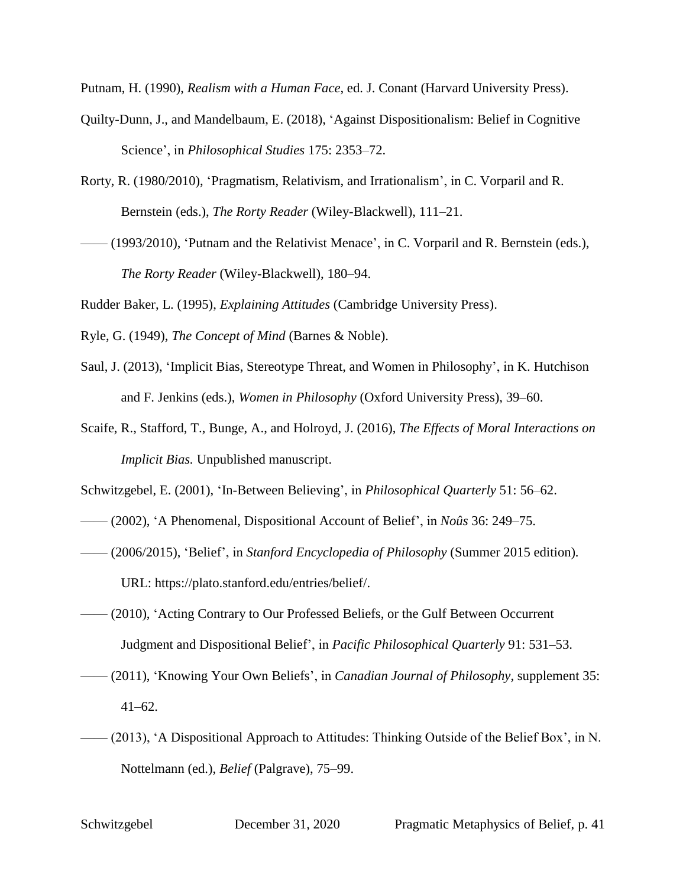Putnam, H. (1990), *Realism with a Human Face*, ed. J. Conant (Harvard University Press).

Quilty-Dunn, J., and Mandelbaum, E. (2018), 'Against Dispositionalism: Belief in Cognitive Science', in *Philosophical Studies* 175: 2353–72.

Rorty, R. (1980/2010), 'Pragmatism, Relativism, and Irrationalism', in C. Vorparil and R. Bernstein (eds.), *The Rorty Reader* (Wiley-Blackwell), 111–21.

—— (1993/2010), 'Putnam and the Relativist Menace', in C. Vorparil and R. Bernstein (eds.), *The Rorty Reader* (Wiley-Blackwell), 180–94.

Rudder Baker, L. (1995), *Explaining Attitudes* (Cambridge University Press).

Ryle, G. (1949), *The Concept of Mind* (Barnes & Noble).

Saul, J. (2013), 'Implicit Bias, Stereotype Threat, and Women in Philosophy', in K. Hutchison and F. Jenkins (eds.), *Women in Philosophy* (Oxford University Press), 39–60.

Scaife, R., Stafford, T., Bunge, A., and Holroyd, J. (2016), *The Effects of Moral Interactions on Implicit Bias.* Unpublished manuscript.

Schwitzgebel, E. (2001), 'In-Between Believing', in *Philosophical Quarterly* 51: 56–62.

—— (2002), 'A Phenomenal, Dispositional Account of Belief', in *Noûs* 36: 249–75.

—— (2006/2015), 'Belief', in *Stanford Encyclopedia of Philosophy* (Summer 2015 edition). URL: https://plato.stanford.edu/entries/belief/.

—— (2010), 'Acting Contrary to Our Professed Beliefs, or the Gulf Between Occurrent Judgment and Dispositional Belief', in *Pacific Philosophical Quarterly* 91: 531–53.

—— (2011), 'Knowing Your Own Beliefs', in *Canadian Journal of Philosophy*, supplement 35: 41–62.

—— (2013), 'A Dispositional Approach to Attitudes: Thinking Outside of the Belief Box', in N. Nottelmann (ed.), *Belief* (Palgrave), 75–99.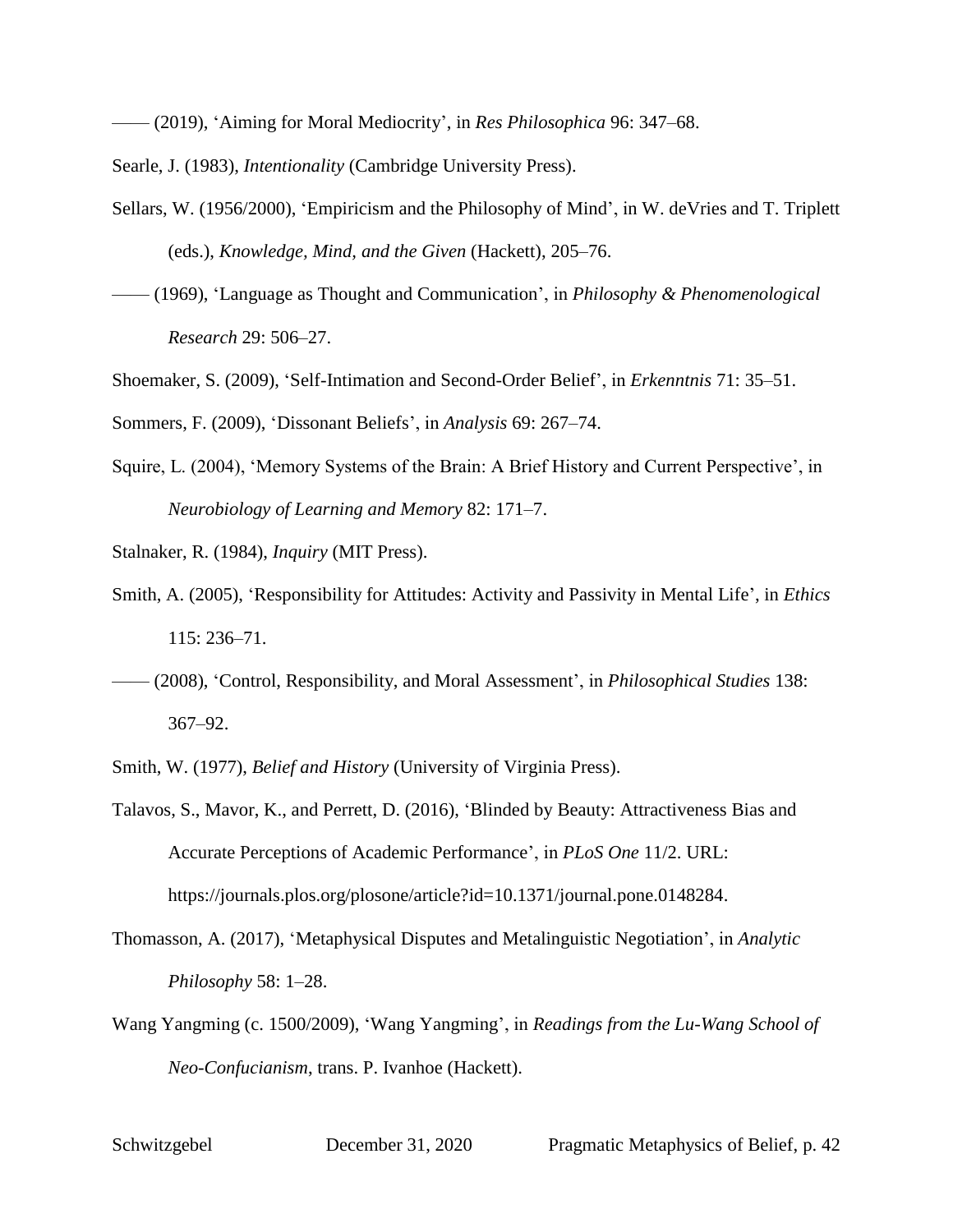—— (2019), 'Aiming for Moral Mediocrity', in *Res Philosophica* 96: 347–68.

Searle, J. (1983), *Intentionality* (Cambridge University Press).

Sellars, W. (1956/2000), 'Empiricism and the Philosophy of Mind', in W. deVries and T. Triplett (eds.), *Knowledge, Mind, and the Given* (Hackett), 205–76.

—— (1969), 'Language as Thought and Communication', in *Philosophy & Phenomenological Research* 29: 506–27.

Shoemaker, S. (2009), 'Self-Intimation and Second-Order Belief', in *Erkenntnis* 71: 35–51.

Sommers, F. (2009), 'Dissonant Beliefs', in *Analysis* 69: 267–74.

Squire, L. (2004), 'Memory Systems of the Brain: A Brief History and Current Perspective', in *Neurobiology of Learning and Memory* 82: 171–7.

Stalnaker, R. (1984), *Inquiry* (MIT Press).

Smith, A. (2005), 'Responsibility for Attitudes: Activity and Passivity in Mental Life', in *Ethics* 115: 236–71.

—— (2008), 'Control, Responsibility, and Moral Assessment', in *Philosophical Studies* 138: 367–92.

Smith, W. (1977), *Belief and History* (University of Virginia Press).

Talavos, S., Mavor, K., and Perrett, D. (2016), 'Blinded by Beauty: Attractiveness Bias and Accurate Perceptions of Academic Performance', in *PLoS One* 11/2. URL: https://journals.plos.org/plosone/article?id=10.1371/journal.pone.0148284.

Thomasson, A. (2017), 'Metaphysical Disputes and Metalinguistic Negotiation', in *Analytic Philosophy* 58: 1–28.

Wang Yangming (c. 1500/2009), 'Wang Yangming', in *Readings from the Lu-Wang School of Neo-Confucianism*, trans. P. Ivanhoe (Hackett).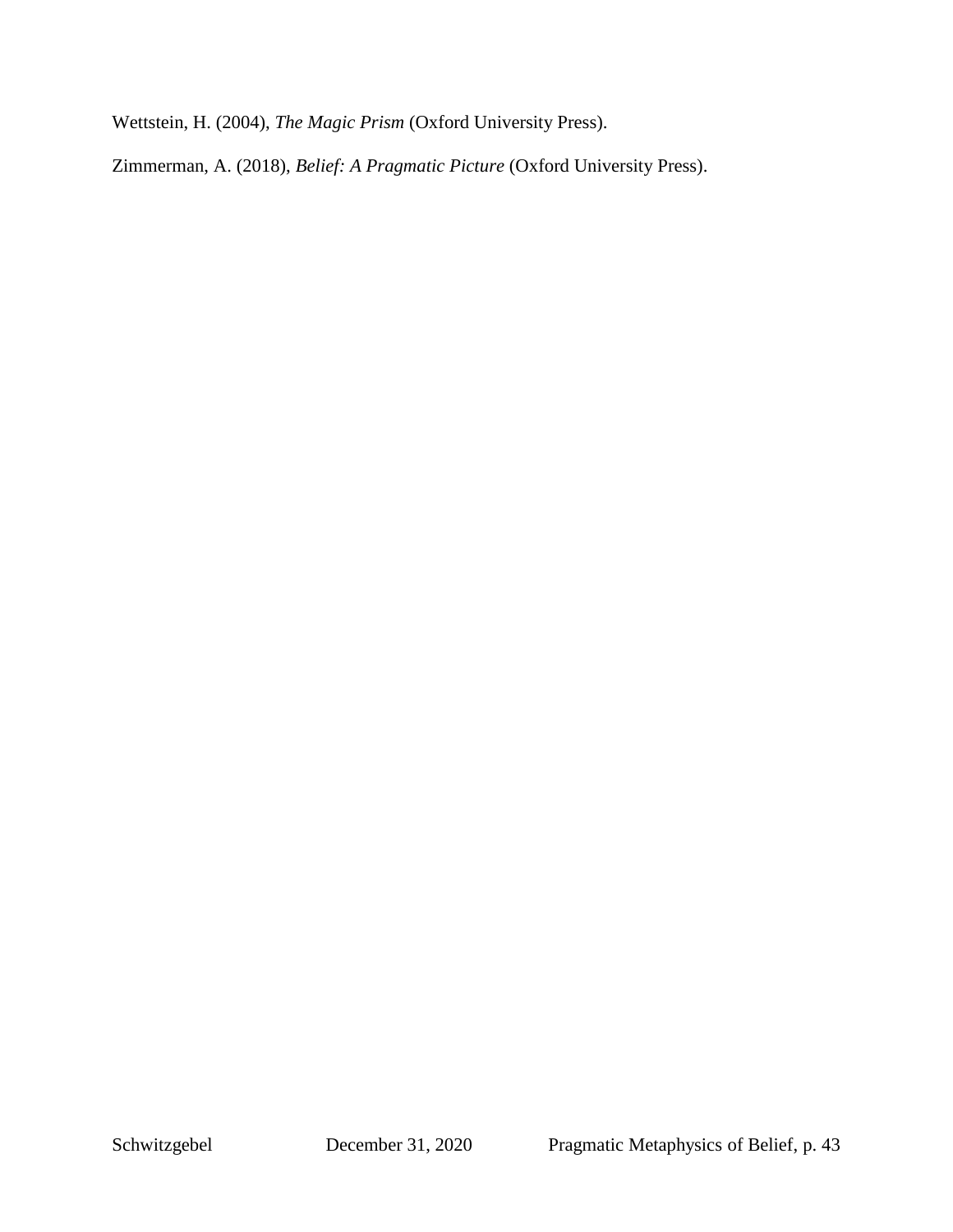Wettstein, H. (2004), *The Magic Prism* (Oxford University Press).

Zimmerman, A. (2018), *Belief: A Pragmatic Picture* (Oxford University Press).